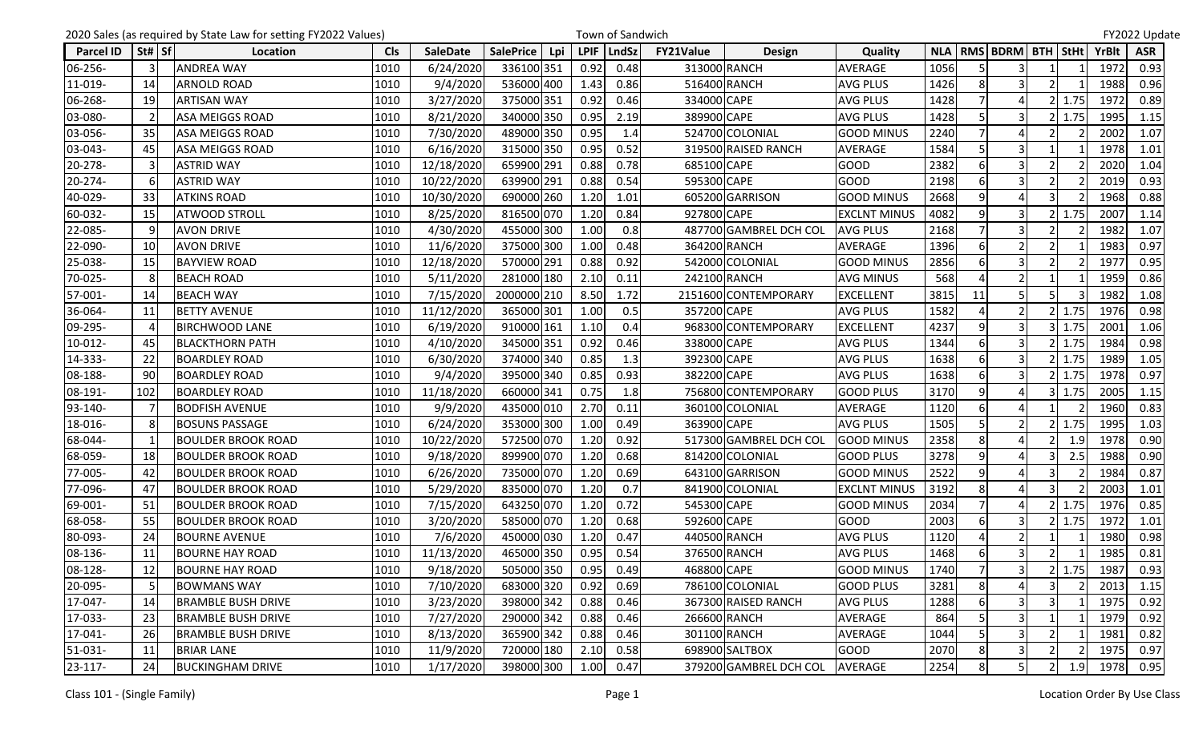2020 Sales (as required by State Law for setting FY2022 Values) | Town of Sandwich | FY2022 Update

| Parcel ID | St# | Sf | Location | Cls | SaleDate | SalePrice | Lpi | LPIF | LndSz | FY21Value | Design | Quality | NLA | RMS | BDRM | BTH | StHt | YrBlt | ASR |
|---|---|---|---|---|---|---|---|---|---|---|---|---|---|---|---|---|---|---|---|
| 06-256- | 3 | | ANDREA WAY | 1010 | 6/24/2020 | 336100 | 351 | 0.92 | 0.48 | 313000 | RANCH | AVERAGE | 1056 | 5 | 3 | 1 | 1 | 1972 | 0.93 |
| 11-019- | 14 | | ARNOLD ROAD | 1010 | 9/4/2020 | 536000 | 400 | 1.43 | 0.86 | 516400 | RANCH | AVG PLUS | 1426 | 8 | 3 | 2 | 1 | 1988 | 0.96 |
| 06-268- | 19 | | ARTISAN WAY | 1010 | 3/27/2020 | 375000 | 351 | 0.92 | 0.46 | 334000 | CAPE | AVG PLUS | 1428 | 7 | 4 | 2 | 1.75 | 1972 | 0.89 |
| 03-080- | 2 | | ASA MEIGGS ROAD | 1010 | 8/21/2020 | 340000 | 350 | 0.95 | 2.19 | 389900 | CAPE | AVG PLUS | 1428 | 5 | 3 | 2 | 1.75 | 1995 | 1.15 |
| 03-056- | 35 | | ASA MEIGGS ROAD | 1010 | 7/30/2020 | 489000 | 350 | 0.95 | 1.4 | 524700 | COLONIAL | GOOD MINUS | 2240 | 7 | 4 | 2 | 2 | 2002 | 1.07 |
| 03-043- | 45 | | ASA MEIGGS ROAD | 1010 | 6/16/2020 | 315000 | 350 | 0.95 | 0.52 | 319500 | RAISED RANCH | AVERAGE | 1584 | 5 | 3 | 1 | 1 | 1978 | 1.01 |
| 20-278- | 3 | | ASTRID WAY | 1010 | 12/18/2020 | 659900 | 291 | 0.88 | 0.78 | 685100 | CAPE | GOOD | 2382 | 6 | 3 | 2 | 2 | 2020 | 1.04 |
| 20-274- | 6 | | ASTRID WAY | 1010 | 10/22/2020 | 639900 | 291 | 0.88 | 0.54 | 595300 | CAPE | GOOD | 2198 | 6 | 3 | 2 | 2 | 2019 | 0.93 |
| 40-029- | 33 | | ATKINS ROAD | 1010 | 10/30/2020 | 690000 | 260 | 1.20 | 1.01 | 605200 | GARRISON | GOOD MINUS | 2668 | 9 | 4 | 3 | 2 | 1968 | 0.88 |
| 60-032- | 15 | | ATWOOD STROLL | 1010 | 8/25/2020 | 816500 | 070 | 1.20 | 0.84 | 927800 | CAPE | EXCLNT MINUS | 4082 | 9 | 3 | 2 | 1.75 | 2007 | 1.14 |
| 22-085- | 9 | | AVON DRIVE | 1010 | 4/30/2020 | 455000 | 300 | 1.00 | 0.8 | 487700 | GAMBREL DCH COL | AVG PLUS | 2168 | 7 | 3 | 2 | 2 | 1982 | 1.07 |
| 22-090- | 10 | | AVON DRIVE | 1010 | 11/6/2020 | 375000 | 300 | 1.00 | 0.48 | 364200 | RANCH | AVERAGE | 1396 | 6 | 2 | 2 | 1 | 1983 | 0.97 |
| 25-038- | 15 | | BAYVIEW ROAD | 1010 | 12/18/2020 | 570000 | 291 | 0.88 | 0.92 | 542000 | COLONIAL | GOOD MINUS | 2856 | 6 | 3 | 2 | 2 | 1977 | 0.95 |
| 70-025- | 8 | | BEACH ROAD | 1010 | 5/11/2020 | 281000 | 180 | 2.10 | 0.11 | 242100 | RANCH | AVG MINUS | 568 | 4 | 2 | 1 | 1 | 1959 | 0.86 |
| 57-001- | 14 | | BEACH WAY | 1010 | 7/15/2020 | 2000000 | 210 | 8.50 | 1.72 | 2151600 | CONTEMPORARY | EXCELLENT | 3815 | 11 | 5 | 5 | 3 | 1982 | 1.08 |
| 36-064- | 11 | | BETTY AVENUE | 1010 | 11/12/2020 | 365000 | 301 | 1.00 | 0.5 | 357200 | CAPE | AVG PLUS | 1582 | 4 | 2 | 2 | 1.75 | 1976 | 0.98 |
| 09-295- | 4 | | BIRCHWOOD LANE | 1010 | 6/19/2020 | 910000 | 161 | 1.10 | 0.4 | 968300 | CONTEMPORARY | EXCELLENT | 4237 | 9 | 3 | 3 | 1.75 | 2001 | 1.06 |
| 10-012- | 45 | | BLACKTHORN PATH | 1010 | 4/10/2020 | 345000 | 351 | 0.92 | 0.46 | 338000 | CAPE | AVG PLUS | 1344 | 6 | 3 | 2 | 1.75 | 1984 | 0.98 |
| 14-333- | 22 | | BOARDLEY ROAD | 1010 | 6/30/2020 | 374000 | 340 | 0.85 | 1.3 | 392300 | CAPE | AVG PLUS | 1638 | 6 | 3 | 2 | 1.75 | 1989 | 1.05 |
| 08-188- | 90 | | BOARDLEY ROAD | 1010 | 9/4/2020 | 395000 | 340 | 0.85 | 0.93 | 382200 | CAPE | AVG PLUS | 1638 | 6 | 3 | 2 | 1.75 | 1978 | 0.97 |
| 08-191- | 102 | | BOARDLEY ROAD | 1010 | 11/18/2020 | 660000 | 341 | 0.75 | 1.8 | 756800 | CONTEMPORARY | GOOD PLUS | 3170 | 9 | 4 | 3 | 1.75 | 2005 | 1.15 |
| 93-140- | 7 | | BODFISH AVENUE | 1010 | 9/9/2020 | 435000 | 010 | 2.70 | 0.11 | 360100 | COLONIAL | AVERAGE | 1120 | 6 | 4 | 1 | 2 | 1960 | 0.83 |
| 18-016- | 8 | | BOSUNS PASSAGE | 1010 | 6/24/2020 | 353000 | 300 | 1.00 | 0.49 | 363900 | CAPE | AVG PLUS | 1505 | 5 | 2 | 2 | 1.75 | 1995 | 1.03 |
| 68-044- | 1 | | BOULDER BROOK ROAD | 1010 | 10/22/2020 | 572500 | 070 | 1.20 | 0.92 | 517300 | GAMBREL DCH COL | GOOD MINUS | 2358 | 8 | 4 | 2 | 1.9 | 1978 | 0.90 |
| 68-059- | 18 | | BOULDER BROOK ROAD | 1010 | 9/18/2020 | 899900 | 070 | 1.20 | 0.68 | 814200 | COLONIAL | GOOD PLUS | 3278 | 9 | 4 | 3 | 2.5 | 1988 | 0.90 |
| 77-005- | 42 | | BOULDER BROOK ROAD | 1010 | 6/26/2020 | 735000 | 070 | 1.20 | 0.69 | 643100 | GARRISON | GOOD MINUS | 2522 | 9 | 4 | 3 | 2 | 1984 | 0.87 |
| 77-096- | 47 | | BOULDER BROOK ROAD | 1010 | 5/29/2020 | 835000 | 070 | 1.20 | 0.7 | 841900 | COLONIAL | EXCLNT MINUS | 3192 | 8 | 4 | 3 | 2 | 2003 | 1.01 |
| 69-001- | 51 | | BOULDER BROOK ROAD | 1010 | 7/15/2020 | 643250 | 070 | 1.20 | 0.72 | 545300 | CAPE | GOOD MINUS | 2034 | 7 | 4 | 2 | 1.75 | 1976 | 0.85 |
| 68-058- | 55 | | BOULDER BROOK ROAD | 1010 | 3/20/2020 | 585000 | 070 | 1.20 | 0.68 | 592600 | CAPE | GOOD | 2003 | 6 | 3 | 2 | 1.75 | 1972 | 1.01 |
| 80-093- | 24 | | BOURNE AVENUE | 1010 | 7/6/2020 | 450000 | 030 | 1.20 | 0.47 | 440500 | RANCH | AVG PLUS | 1120 | 4 | 2 | 1 | 1 | 1980 | 0.98 |
| 08-136- | 11 | | BOURNE HAY ROAD | 1010 | 11/13/2020 | 465000 | 350 | 0.95 | 0.54 | 376500 | RANCH | AVG PLUS | 1468 | 6 | 3 | 2 | 1 | 1985 | 0.81 |
| 08-128- | 12 | | BOURNE HAY ROAD | 1010 | 9/18/2020 | 505000 | 350 | 0.95 | 0.49 | 468800 | CAPE | GOOD MINUS | 1740 | 7 | 3 | 2 | 1.75 | 1987 | 0.93 |
| 20-095- | 5 | | BOWMANS WAY | 1010 | 7/10/2020 | 683000 | 320 | 0.92 | 0.69 | 786100 | COLONIAL | GOOD PLUS | 3281 | 8 | 4 | 3 | 2 | 2013 | 1.15 |
| 17-047- | 14 | | BRAMBLE BUSH DRIVE | 1010 | 3/23/2020 | 398000 | 342 | 0.88 | 0.46 | 367300 | RAISED RANCH | AVG PLUS | 1288 | 6 | 3 | 3 | 1 | 1975 | 0.92 |
| 17-033- | 23 | | BRAMBLE BUSH DRIVE | 1010 | 7/27/2020 | 290000 | 342 | 0.88 | 0.46 | 266600 | RANCH | AVERAGE | 864 | 5 | 3 | 1 | 1 | 1979 | 0.92 |
| 17-041- | 26 | | BRAMBLE BUSH DRIVE | 1010 | 8/13/2020 | 365900 | 342 | 0.88 | 0.46 | 301100 | RANCH | AVERAGE | 1044 | 5 | 3 | 2 | 1 | 1981 | 0.82 |
| 51-031- | 11 | | BRIAR LANE | 1010 | 11/9/2020 | 720000 | 180 | 2.10 | 0.58 | 698900 | SALTBOX | GOOD | 2070 | 8 | 3 | 2 | 2 | 1975 | 0.97 |
| 23-117- | 24 | | BUCKINGHAM DRIVE | 1010 | 1/17/2020 | 398000 | 300 | 1.00 | 0.47 | 379200 | GAMBREL DCH COL | AVERAGE | 2254 | 8 | 5 | 2 | 1.9 | 1978 | 0.95 |

Class 101 - (Single Family) | Location Order By Use Class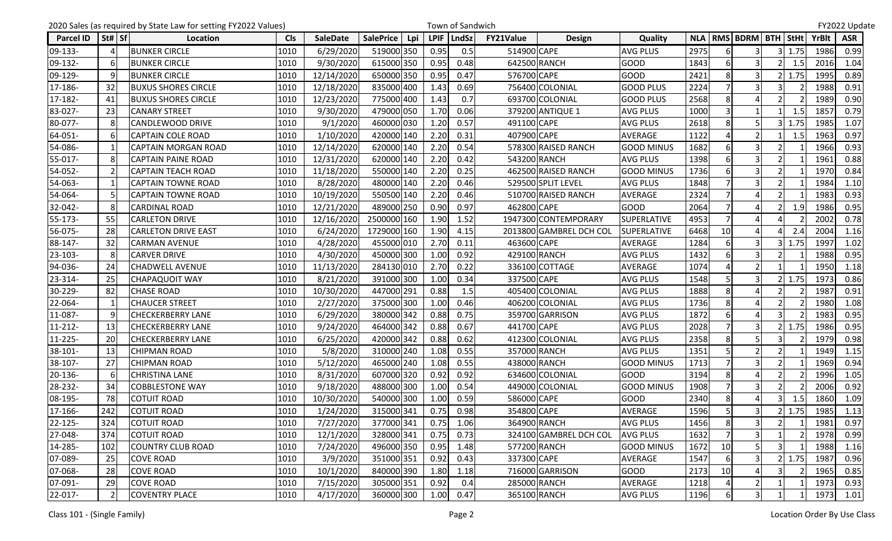2020 Sales (as required by State Law for setting FY2022 Values) Town of Sandwich FY2022 Update

| Parcel ID | St# | Sf | Location | Cls | SaleDate | SalePrice | Lpi | LPIF | LndSz | FY21Value | Design | Quality | NLA | RMS | BDRM | BTH | StHt | YrBlt | ASR |
|---|---|---|---|---|---|---|---|---|---|---|---|---|---|---|---|---|---|---|---|
| 09-133- | 4 | | BUNKER CIRCLE | 1010 | 6/29/2020 | 519000 | 350 | 0.95 | 0.5 | 514900 | CAPE | AVG PLUS | 2975 | 6 | 3 | 3 | 1.75 | 1986 | 0.99 |
| 09-132- | 6 | | BUNKER CIRCLE | 1010 | 9/30/2020 | 615000 | 350 | 0.95 | 0.48 | 642500 | RANCH | GOOD | 1843 | 6 | 3 | 2 | 1.5 | 2016 | 1.04 |
| 09-129- | 9 | | BUNKER CIRCLE | 1010 | 12/14/2020 | 650000 | 350 | 0.95 | 0.47 | 576700 | CAPE | GOOD | 2421 | 8 | 3 | 2 | 1.75 | 1995 | 0.89 |
| 17-186- | 32 | | BUXUS SHORES CIRCLE | 1010 | 12/18/2020 | 835000 | 400 | 1.43 | 0.69 | 756400 | COLONIAL | GOOD PLUS | 2224 | 7 | 3 | 3 | 2 | 1988 | 0.91 |
| 17-182- | 41 | | BUXUS SHORES CIRCLE | 1010 | 12/23/2020 | 775000 | 400 | 1.43 | 0.7 | 693700 | COLONIAL | GOOD PLUS | 2568 | 8 | 4 | 2 | 2 | 1989 | 0.90 |
| 83-027- | 23 | | CANARY STREET | 1010 | 9/30/2020 | 479000 | 050 | 1.70 | 0.06 | 379200 | ANTIQUE 1 | AVG PLUS | 1000 | 3 | 1 | 1 | 1.5 | 1857 | 0.79 |
| 80-077- | 8 | | CANDLEWOOD DRIVE | 1010 | 9/1/2020 | 460000 | 030 | 1.20 | 0.57 | 491100 | CAPE | AVG PLUS | 2618 | 8 | 5 | 3 | 1.75 | 1985 | 1.07 |
| 64-051- | 6 | | CAPTAIN COLE ROAD | 1010 | 1/10/2020 | 420000 | 140 | 2.20 | 0.31 | 407900 | CAPE | AVERAGE | 1122 | 4 | 2 | 1 | 1.5 | 1963 | 0.97 |
| 54-086- | 1 | | CAPTAIN MORGAN ROAD | 1010 | 12/14/2020 | 620000 | 140 | 2.20 | 0.54 | 578300 | RAISED RANCH | GOOD MINUS | 1682 | 6 | 3 | 2 | 1 | 1966 | 0.93 |
| 55-017- | 8 | | CAPTAIN PAINE ROAD | 1010 | 12/31/2020 | 620000 | 140 | 2.20 | 0.42 | 543200 | RANCH | AVG PLUS | 1398 | 6 | 3 | 2 | 1 | 1961 | 0.88 |
| 54-052- | 2 | | CAPTAIN TEACH ROAD | 1010 | 11/18/2020 | 550000 | 140 | 2.20 | 0.25 | 462500 | RAISED RANCH | GOOD MINUS | 1736 | 6 | 3 | 2 | 1 | 1970 | 0.84 |
| 54-063- | 1 | | CAPTAIN TOWNE ROAD | 1010 | 8/28/2020 | 480000 | 140 | 2.20 | 0.46 | 529500 | SPLIT LEVEL | AVG PLUS | 1848 | 7 | 3 | 2 | 1 | 1984 | 1.10 |
| 54-064- | 5 | | CAPTAIN TOWNE ROAD | 1010 | 10/19/2020 | 550000 | 140 | 2.20 | 0.46 | 510700 | RAISED RANCH | AVERAGE | 2324 | 7 | 4 | 2 | 1 | 1983 | 0.93 |
| 32-042- | 8 | | CARDINAL ROAD | 1010 | 12/21/2020 | 489000 | 250 | 0.90 | 0.97 | 462800 | CAPE | GOOD | 2064 | 7 | 4 | 2 | 1.9 | 1986 | 0.95 |
| 55-173- | 55 | | CARLETON DRIVE | 1010 | 12/16/2020 | 2500000 | 160 | 1.90 | 1.52 | 1947300 | CONTEMPORARY | SUPERLATIVE | 4953 | 7 | 4 | 4 | 2 | 2002 | 0.78 |
| 56-075- | 28 | | CARLETON DRIVE EAST | 1010 | 6/24/2020 | 1729000 | 160 | 1.90 | 4.15 | 2013800 | GAMBREL DCH COL | SUPERLATIVE | 6468 | 10 | 4 | 4 | 2.4 | 2004 | 1.16 |
| 88-147- | 32 | | CARMAN AVENUE | 1010 | 4/28/2020 | 455000 | 010 | 2.70 | 0.11 | 463600 | CAPE | AVERAGE | 1284 | 6 | 3 | 3 | 1.75 | 1997 | 1.02 |
| 23-103- | 8 | | CARVER DRIVE | 1010 | 4/30/2020 | 450000 | 300 | 1.00 | 0.92 | 429100 | RANCH | AVG PLUS | 1432 | 6 | 3 | 2 | 1 | 1988 | 0.95 |
| 94-036- | 24 | | CHADWELL AVENUE | 1010 | 11/13/2020 | 284130 | 010 | 2.70 | 0.22 | 336100 | COTTAGE | AVERAGE | 1074 | 4 | 2 | 1 | 1 | 1950 | 1.18 |
| 23-314- | 25 | | CHAPAQUOIT WAY | 1010 | 8/21/2020 | 391000 | 300 | 1.00 | 0.34 | 337500 | CAPE | AVG PLUS | 1548 | 5 | 3 | 2 | 1.75 | 1973 | 0.86 |
| 30-229- | 82 | | CHASE ROAD | 1010 | 10/30/2020 | 447000 | 291 | 0.88 | 1.5 | 405400 | COLONIAL | AVG PLUS | 1888 | 8 | 4 | 2 | 2 | 1987 | 0.91 |
| 22-064- | 1 | | CHAUCER STREET | 1010 | 2/27/2020 | 375000 | 300 | 1.00 | 0.46 | 406200 | COLONIAL | AVG PLUS | 1736 | 8 | 4 | 2 | 2 | 1980 | 1.08 |
| 11-087- | 9 | | CHECKERBERRY LANE | 1010 | 6/29/2020 | 380000 | 342 | 0.88 | 0.75 | 359700 | GARRISON | AVG PLUS | 1872 | 6 | 4 | 3 | 2 | 1983 | 0.95 |
| 11-212- | 13 | | CHECKERBERRY LANE | 1010 | 9/24/2020 | 464000 | 342 | 0.88 | 0.67 | 441700 | CAPE | AVG PLUS | 2028 | 7 | 3 | 2 | 1.75 | 1986 | 0.95 |
| 11-225- | 20 | | CHECKERBERRY LANE | 1010 | 6/25/2020 | 420000 | 342 | 0.88 | 0.62 | 412300 | COLONIAL | AVG PLUS | 2358 | 8 | 5 | 3 | 2 | 1979 | 0.98 |
| 38-101- | 13 | | CHIPMAN ROAD | 1010 | 5/8/2020 | 310000 | 240 | 1.08 | 0.55 | 357000 | RANCH | AVG PLUS | 1351 | 5 | 2 | 2 | 1 | 1949 | 1.15 |
| 38-107- | 27 | | CHIPMAN ROAD | 1010 | 5/12/2020 | 465000 | 240 | 1.08 | 0.55 | 438000 | RANCH | GOOD MINUS | 1713 | 7 | 3 | 2 | 1 | 1969 | 0.94 |
| 20-136- | 6 | | CHRISTINA LANE | 1010 | 8/31/2020 | 607000 | 320 | 0.92 | 0.92 | 634600 | COLONIAL | GOOD | 3194 | 8 | 4 | 2 | 2 | 1996 | 1.05 |
| 28-232- | 34 | | COBBLESTONE WAY | 1010 | 9/18/2020 | 488000 | 300 | 1.00 | 0.54 | 449000 | COLONIAL | GOOD MINUS | 1908 | 7 | 3 | 2 | 2 | 2006 | 0.92 |
| 08-195- | 78 | | COTUIT ROAD | 1010 | 10/30/2020 | 540000 | 300 | 1.00 | 0.59 | 586000 | CAPE | GOOD | 2340 | 8 | 4 | 3 | 1.5 | 1860 | 1.09 |
| 17-166- | 242 | | COTUIT ROAD | 1010 | 1/24/2020 | 315000 | 341 | 0.75 | 0.98 | 354800 | CAPE | AVERAGE | 1596 | 5 | 3 | 2 | 1.75 | 1985 | 1.13 |
| 22-125- | 324 | | COTUIT ROAD | 1010 | 7/27/2020 | 377000 | 341 | 0.75 | 1.06 | 364900 | RANCH | AVG PLUS | 1456 | 8 | 3 | 2 | 1 | 1981 | 0.97 |
| 27-048- | 374 | | COTUIT ROAD | 1010 | 12/1/2020 | 328000 | 341 | 0.75 | 0.73 | 324100 | GAMBREL DCH COL | AVG PLUS | 1632 | 7 | 3 | 1 | 2 | 1978 | 0.99 |
| 14-285- | 102 | | COUNTRY CLUB ROAD | 1010 | 7/24/2020 | 496000 | 350 | 0.95 | 1.48 | 577200 | RANCH | GOOD MINUS | 1672 | 10 | 5 | 3 | 1 | 1988 | 1.16 |
| 07-089- | 25 | | COVE ROAD | 1010 | 3/9/2020 | 351000 | 351 | 0.92 | 0.43 | 337300 | CAPE | AVERAGE | 1547 | 6 | 3 | 2 | 1.75 | 1987 | 0.96 |
| 07-068- | 28 | | COVE ROAD | 1010 | 10/1/2020 | 840000 | 390 | 1.80 | 1.18 | 716000 | GARRISON | GOOD | 2173 | 10 | 4 | 3 | 2 | 1965 | 0.85 |
| 07-091- | 29 | | COVE ROAD | 1010 | 7/15/2020 | 305000 | 351 | 0.92 | 0.4 | 285000 | RANCH | AVERAGE | 1218 | 4 | 2 | 1 | 1 | 1973 | 0.93 |
| 22-017- | 2 | | COVENTRY PLACE | 1010 | 4/17/2020 | 360000 | 300 | 1.00 | 0.47 | 365100 | RANCH | AVG PLUS | 1196 | 6 | 3 | 1 | 1 | 1973 | 1.01 |

Class 101 - (Single Family) Location Order By Use Class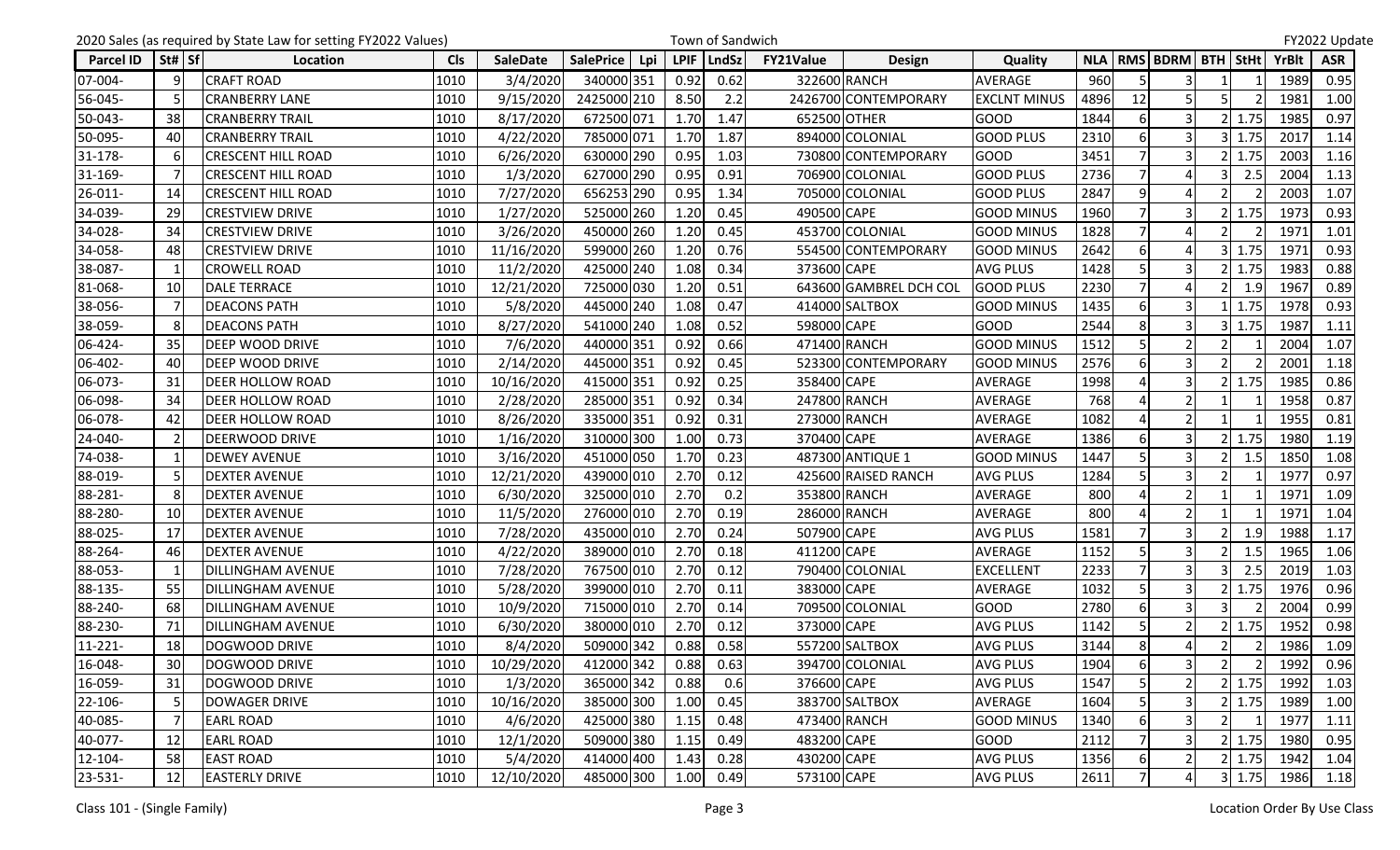2020 Sales (as required by State Law for setting FY2022 Values) — Town of Sandwich — FY2022 Update

| Parcel ID | St# | Sf | Location | Cls | SaleDate | SalePrice | Lpi | LPIF | LndSz | FY21Value | Design | Quality | NLA | RMS | BDRM | BTH | StHt | YrBlt | ASR |
|---|---|---|---|---|---|---|---|---|---|---|---|---|---|---|---|---|---|---|---|
| 07-004- | 9 | | CRAFT ROAD | 1010 | 3/4/2020 | 340000 | 351 | 0.92 | 0.62 | 322600 | RANCH | AVERAGE | 960 | 5 | 3 | 1 | 1 | 1989 | 0.95 |
| 56-045- | 5 | | CRANBERRY LANE | 1010 | 9/15/2020 | 2425000 | 210 | 8.50 | 2.2 | 2426700 | CONTEMPORARY | EXCLNT MINUS | 4896 | 12 | 5 | 5 | 2 | 1981 | 1.00 |
| 50-043- | 38 | | CRANBERRY TRAIL | 1010 | 8/17/2020 | 672500 | 071 | 1.70 | 1.47 | 652500 | OTHER | GOOD | 1844 | 6 | 3 | 2 | 1.75 | 1985 | 0.97 |
| 50-095- | 40 | | CRANBERRY TRAIL | 1010 | 4/22/2020 | 785000 | 071 | 1.70 | 1.87 | 894000 | COLONIAL | GOOD PLUS | 2310 | 6 | 3 | 3 | 1.75 | 2017 | 1.14 |
| 31-178- | 6 | | CRESCENT HILL ROAD | 1010 | 6/26/2020 | 630000 | 290 | 0.95 | 1.03 | 730800 | CONTEMPORARY | GOOD | 3451 | 7 | 3 | 2 | 1.75 | 2003 | 1.16 |
| 31-169- | 7 | | CRESCENT HILL ROAD | 1010 | 1/3/2020 | 627000 | 290 | 0.95 | 0.91 | 706900 | COLONIAL | GOOD PLUS | 2736 | 7 | 4 | 3 | 2.5 | 2004 | 1.13 |
| 26-011- | 14 | | CRESCENT HILL ROAD | 1010 | 7/27/2020 | 656253 | 290 | 0.95 | 1.34 | 705000 | COLONIAL | GOOD PLUS | 2847 | 9 | 4 | 2 | 2 | 2003 | 1.07 |
| 34-039- | 29 | | CRESTVIEW DRIVE | 1010 | 1/27/2020 | 525000 | 260 | 1.20 | 0.45 | 490500 | CAPE | GOOD MINUS | 1960 | 7 | 3 | 2 | 1.75 | 1973 | 0.93 |
| 34-028- | 34 | | CRESTVIEW DRIVE | 1010 | 3/26/2020 | 450000 | 260 | 1.20 | 0.45 | 453700 | COLONIAL | GOOD MINUS | 1828 | 7 | 4 | 2 | 2 | 1971 | 1.01 |
| 34-058- | 48 | | CRESTVIEW DRIVE | 1010 | 11/16/2020 | 599000 | 260 | 1.20 | 0.76 | 554500 | CONTEMPORARY | GOOD MINUS | 2642 | 6 | 4 | 3 | 1.75 | 1971 | 0.93 |
| 38-087- | 1 | | CROWELL ROAD | 1010 | 11/2/2020 | 425000 | 240 | 1.08 | 0.34 | 373600 | CAPE | AVG PLUS | 1428 | 5 | 3 | 2 | 1.75 | 1983 | 0.88 |
| 81-068- | 10 | | DALE TERRACE | 1010 | 12/21/2020 | 725000 | 030 | 1.20 | 0.51 | 643600 | GAMBREL DCH COL | GOOD PLUS | 2230 | 7 | 4 | 2 | 1.9 | 1967 | 0.89 |
| 38-056- | 7 | | DEACONS PATH | 1010 | 5/8/2020 | 445000 | 240 | 1.08 | 0.47 | 414000 | SALTBOX | GOOD MINUS | 1435 | 6 | 3 | 1 | 1.75 | 1978 | 0.93 |
| 38-059- | 8 | | DEACONS PATH | 1010 | 8/27/2020 | 541000 | 240 | 1.08 | 0.52 | 598000 | CAPE | GOOD | 2544 | 8 | 3 | 3 | 1.75 | 1987 | 1.11 |
| 06-424- | 35 | | DEEP WOOD DRIVE | 1010 | 7/6/2020 | 440000 | 351 | 0.92 | 0.66 | 471400 | RANCH | GOOD MINUS | 1512 | 5 | 2 | 2 | 1 | 2004 | 1.07 |
| 06-402- | 40 | | DEEP WOOD DRIVE | 1010 | 2/14/2020 | 445000 | 351 | 0.92 | 0.45 | 523300 | CONTEMPORARY | GOOD MINUS | 2576 | 6 | 3 | 2 | 2 | 2001 | 1.18 |
| 06-073- | 31 | | DEER HOLLOW ROAD | 1010 | 10/16/2020 | 415000 | 351 | 0.92 | 0.25 | 358400 | CAPE | AVERAGE | 1998 | 4 | 3 | 2 | 1.75 | 1985 | 0.86 |
| 06-098- | 34 | | DEER HOLLOW ROAD | 1010 | 2/28/2020 | 285000 | 351 | 0.92 | 0.34 | 247800 | RANCH | AVERAGE | 768 | 4 | 2 | 1 | 1 | 1958 | 0.87 |
| 06-078- | 42 | | DEER HOLLOW ROAD | 1010 | 8/26/2020 | 335000 | 351 | 0.92 | 0.31 | 273000 | RANCH | AVERAGE | 1082 | 4 | 2 | 1 | 1 | 1955 | 0.81 |
| 24-040- | 2 | | DEERWOOD DRIVE | 1010 | 1/16/2020 | 310000 | 300 | 1.00 | 0.73 | 370400 | CAPE | AVERAGE | 1386 | 6 | 3 | 2 | 1.75 | 1980 | 1.19 |
| 74-038- | 1 | | DEWEY AVENUE | 1010 | 3/16/2020 | 451000 | 050 | 1.70 | 0.23 | 487300 | ANTIQUE 1 | GOOD MINUS | 1447 | 5 | 3 | 2 | 1.5 | 1850 | 1.08 |
| 88-019- | 5 | | DEXTER AVENUE | 1010 | 12/21/2020 | 439000 | 010 | 2.70 | 0.12 | 425600 | RAISED RANCH | AVG PLUS | 1284 | 5 | 3 | 2 | 1 | 1977 | 0.97 |
| 88-281- | 8 | | DEXTER AVENUE | 1010 | 6/30/2020 | 325000 | 010 | 2.70 | 0.2 | 353800 | RANCH | AVERAGE | 800 | 4 | 2 | 1 | 1 | 1971 | 1.09 |
| 88-280- | 10 | | DEXTER AVENUE | 1010 | 11/5/2020 | 276000 | 010 | 2.70 | 0.19 | 286000 | RANCH | AVERAGE | 800 | 4 | 2 | 1 | 1 | 1971 | 1.04 |
| 88-025- | 17 | | DEXTER AVENUE | 1010 | 7/28/2020 | 435000 | 010 | 2.70 | 0.24 | 507900 | CAPE | AVG PLUS | 1581 | 7 | 3 | 2 | 1.9 | 1988 | 1.17 |
| 88-264- | 46 | | DEXTER AVENUE | 1010 | 4/22/2020 | 389000 | 010 | 2.70 | 0.18 | 411200 | CAPE | AVERAGE | 1152 | 5 | 3 | 2 | 1.5 | 1965 | 1.06 |
| 88-053- | 1 | | DILLINGHAM AVENUE | 1010 | 7/28/2020 | 767500 | 010 | 2.70 | 0.12 | 790400 | COLONIAL | EXCELLENT | 2233 | 7 | 3 | 3 | 2.5 | 2019 | 1.03 |
| 88-135- | 55 | | DILLINGHAM AVENUE | 1010 | 5/28/2020 | 399000 | 010 | 2.70 | 0.11 | 383000 | CAPE | AVERAGE | 1032 | 5 | 3 | 2 | 1.75 | 1976 | 0.96 |
| 88-240- | 68 | | DILLINGHAM AVENUE | 1010 | 10/9/2020 | 715000 | 010 | 2.70 | 0.14 | 709500 | COLONIAL | GOOD | 2780 | 6 | 3 | 3 | 2 | 2004 | 0.99 |
| 88-230- | 71 | | DILLINGHAM AVENUE | 1010 | 6/30/2020 | 380000 | 010 | 2.70 | 0.12 | 373000 | CAPE | AVG PLUS | 1142 | 5 | 2 | 2 | 1.75 | 1952 | 0.98 |
| 11-221- | 18 | | DOGWOOD DRIVE | 1010 | 8/4/2020 | 509000 | 342 | 0.88 | 0.58 | 557200 | SALTBOX | AVG PLUS | 3144 | 8 | 4 | 2 | 2 | 1986 | 1.09 |
| 16-048- | 30 | | DOGWOOD DRIVE | 1010 | 10/29/2020 | 412000 | 342 | 0.88 | 0.63 | 394700 | COLONIAL | AVG PLUS | 1904 | 6 | 3 | 2 | 2 | 1992 | 0.96 |
| 16-059- | 31 | | DOGWOOD DRIVE | 1010 | 1/3/2020 | 365000 | 342 | 0.88 | 0.6 | 376600 | CAPE | AVG PLUS | 1547 | 5 | 2 | 2 | 1.75 | 1992 | 1.03 |
| 22-106- | 5 | | DOWAGER DRIVE | 1010 | 10/16/2020 | 385000 | 300 | 1.00 | 0.45 | 383700 | SALTBOX | AVERAGE | 1604 | 5 | 3 | 2 | 1.75 | 1989 | 1.00 |
| 40-085- | 7 | | EARL ROAD | 1010 | 4/6/2020 | 425000 | 380 | 1.15 | 0.48 | 473400 | RANCH | GOOD MINUS | 1340 | 6 | 3 | 2 | 1 | 1977 | 1.11 |
| 40-077- | 12 | | EARL ROAD | 1010 | 12/1/2020 | 509000 | 380 | 1.15 | 0.49 | 483200 | CAPE | GOOD | 2112 | 7 | 3 | 2 | 1.75 | 1980 | 0.95 |
| 12-104- | 58 | | EAST ROAD | 1010 | 5/4/2020 | 414000 | 400 | 1.43 | 0.28 | 430200 | CAPE | AVG PLUS | 1356 | 6 | 2 | 2 | 1.75 | 1942 | 1.04 |
| 23-531- | 12 | | EASTERLY DRIVE | 1010 | 12/10/2020 | 485000 | 300 | 1.00 | 0.49 | 573100 | CAPE | AVG PLUS | 2611 | 7 | 4 | 3 | 1.75 | 1986 | 1.18 |

Class 101 - (Single Family) — Location Order By Use Class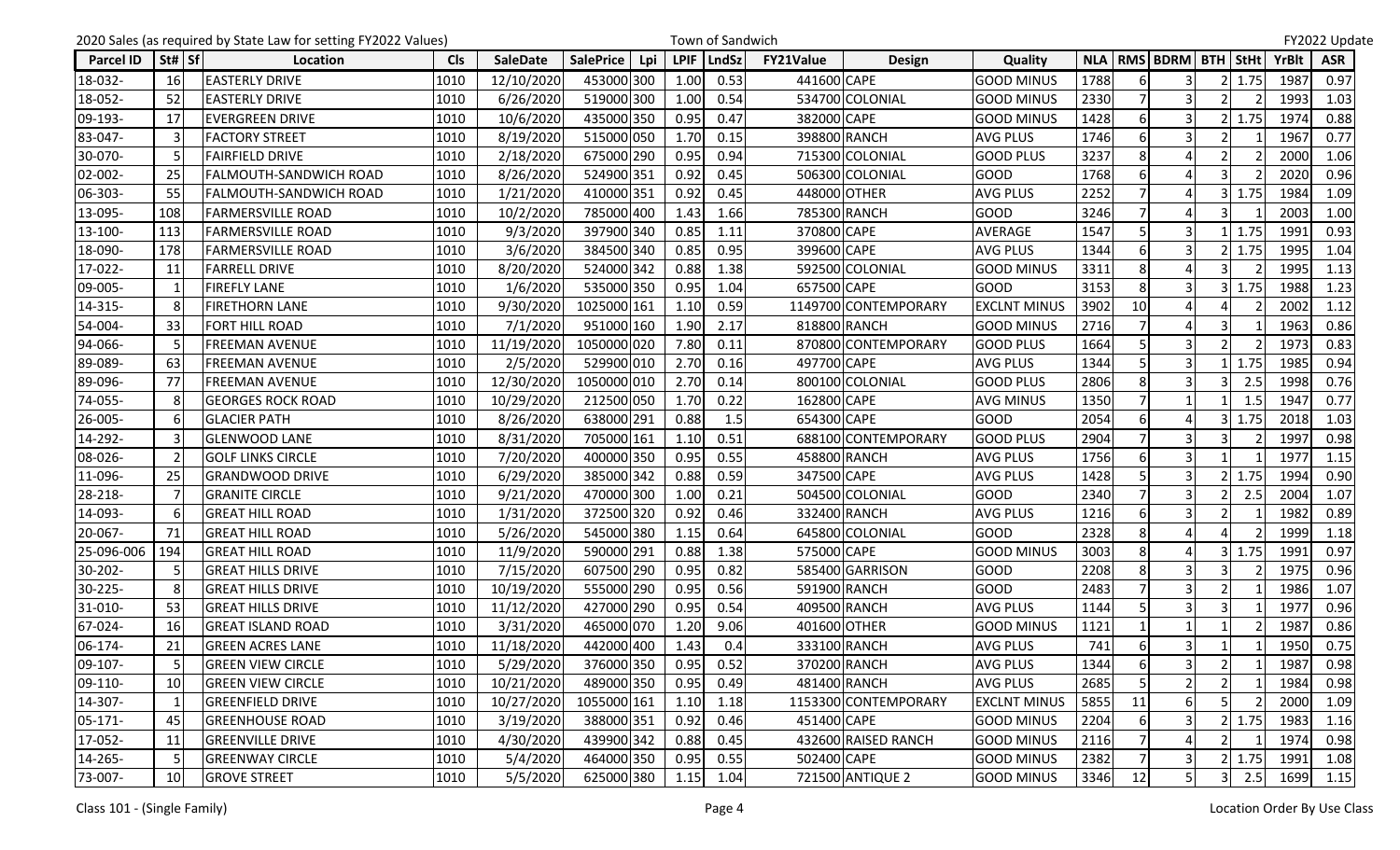2020 Sales (as required by State Law for setting FY2022 Values) Town of Sandwich FY2022 Update

| Parcel ID | St# | Sf | Location | Cls | SaleDate | SalePrice | Lpi | LPIF | LndSz | FY21Value | Design | Quality | NLA | RMS | BDRM | BTH | StHt | YrBlt | ASR |
|---|---|---|---|---|---|---|---|---|---|---|---|---|---|---|---|---|---|---|---|
| 18-032- | 16 | | EASTERLY DRIVE | 1010 | 12/10/2020 | 453000 | 300 | 1.00 | 0.53 | 441600 | CAPE | GOOD MINUS | 1788 | 6 | 3 | 2 | 1.75 | 1987 | 0.97 |
| 18-052- | 52 | | EASTERLY DRIVE | 1010 | 6/26/2020 | 519000 | 300 | 1.00 | 0.54 | 534700 | COLONIAL | GOOD MINUS | 2330 | 7 | 3 | 2 | 2 | 1993 | 1.03 |
| 09-193- | 17 | | EVERGREEN DRIVE | 1010 | 10/6/2020 | 435000 | 350 | 0.95 | 0.47 | 382000 | CAPE | GOOD MINUS | 1428 | 6 | 3 | 2 | 1.75 | 1974 | 0.88 |
| 83-047- | 3 | | FACTORY STREET | 1010 | 8/19/2020 | 515000 | 050 | 1.70 | 0.15 | 398800 | RANCH | AVG PLUS | 1746 | 6 | 3 | 2 | 1 | 1967 | 0.77 |
| 30-070- | 5 | | FAIRFIELD DRIVE | 1010 | 2/18/2020 | 675000 | 290 | 0.95 | 0.94 | 715300 | COLONIAL | GOOD PLUS | 3237 | 8 | 4 | 2 | 2 | 2000 | 1.06 |
| 02-002- | 25 | | FALMOUTH-SANDWICH ROAD | 1010 | 8/26/2020 | 524900 | 351 | 0.92 | 0.45 | 506300 | COLONIAL | GOOD | 1768 | 6 | 4 | 3 | 2 | 2020 | 0.96 |
| 06-303- | 55 | | FALMOUTH-SANDWICH ROAD | 1010 | 1/21/2020 | 410000 | 351 | 0.92 | 0.45 | 448000 | OTHER | AVG PLUS | 2252 | 7 | 4 | 3 | 1.75 | 1984 | 1.09 |
| 13-095- | 108 | | FARMERSVILLE ROAD | 1010 | 10/2/2020 | 785000 | 400 | 1.43 | 1.66 | 785300 | RANCH | GOOD | 3246 | 7 | 4 | 3 | 1 | 2003 | 1.00 |
| 13-100- | 113 | | FARMERSVILLE ROAD | 1010 | 9/3/2020 | 397900 | 340 | 0.85 | 1.11 | 370800 | CAPE | AVERAGE | 1547 | 5 | 3 | 1 | 1.75 | 1991 | 0.93 |
| 18-090- | 178 | | FARMERSVILLE ROAD | 1010 | 3/6/2020 | 384500 | 340 | 0.85 | 0.95 | 399600 | CAPE | AVG PLUS | 1344 | 6 | 3 | 2 | 1.75 | 1995 | 1.04 |
| 17-022- | 11 | | FARRELL DRIVE | 1010 | 8/20/2020 | 524000 | 342 | 0.88 | 1.38 | 592500 | COLONIAL | GOOD MINUS | 3311 | 8 | 4 | 3 | 2 | 1995 | 1.13 |
| 09-005- | 1 | | FIREFLY LANE | 1010 | 1/6/2020 | 535000 | 350 | 0.95 | 1.04 | 657500 | CAPE | GOOD | 3153 | 8 | 3 | 3 | 1.75 | 1988 | 1.23 |
| 14-315- | 8 | | FIRETHORN LANE | 1010 | 9/30/2020 | 1025000 | 161 | 1.10 | 0.59 | 1149700 | CONTEMPORARY | EXCLNT MINUS | 3902 | 10 | 4 | 4 | 2 | 2002 | 1.12 |
| 54-004- | 33 | | FORT HILL ROAD | 1010 | 7/1/2020 | 951000 | 160 | 1.90 | 2.17 | 818800 | RANCH | GOOD MINUS | 2716 | 7 | 4 | 3 | 1 | 1963 | 0.86 |
| 94-066- | 5 | | FREEMAN AVENUE | 1010 | 11/19/2020 | 1050000 | 020 | 7.80 | 0.11 | 870800 | CONTEMPORARY | GOOD PLUS | 1664 | 5 | 3 | 2 | 2 | 1973 | 0.83 |
| 89-089- | 63 | | FREEMAN AVENUE | 1010 | 2/5/2020 | 529900 | 010 | 2.70 | 0.16 | 497700 | CAPE | AVG PLUS | 1344 | 5 | 3 | 1 | 1.75 | 1985 | 0.94 |
| 89-096- | 77 | | FREEMAN AVENUE | 1010 | 12/30/2020 | 1050000 | 010 | 2.70 | 0.14 | 800100 | COLONIAL | GOOD PLUS | 2806 | 8 | 3 | 3 | 2.5 | 1998 | 0.76 |
| 74-055- | 8 | | GEORGES ROCK ROAD | 1010 | 10/29/2020 | 212500 | 050 | 1.70 | 0.22 | 162800 | CAPE | AVG MINUS | 1350 | 7 | 1 | 1 | 1.5 | 1947 | 0.77 |
| 26-005- | 6 | | GLACIER PATH | 1010 | 8/26/2020 | 638000 | 291 | 0.88 | 1.5 | 654300 | CAPE | GOOD | 2054 | 6 | 4 | 3 | 1.75 | 2018 | 1.03 |
| 14-292- | 3 | | GLENWOOD LANE | 1010 | 8/31/2020 | 705000 | 161 | 1.10 | 0.51 | 688100 | CONTEMPORARY | GOOD PLUS | 2904 | 7 | 3 | 3 | 2 | 1997 | 0.98 |
| 08-026- | 2 | | GOLF LINKS CIRCLE | 1010 | 7/20/2020 | 400000 | 350 | 0.95 | 0.55 | 458800 | RANCH | AVG PLUS | 1756 | 6 | 3 | 1 | 1 | 1977 | 1.15 |
| 11-096- | 25 | | GRANDWOOD DRIVE | 1010 | 6/29/2020 | 385000 | 342 | 0.88 | 0.59 | 347500 | CAPE | AVG PLUS | 1428 | 5 | 3 | 2 | 1.75 | 1994 | 0.90 |
| 28-218- | 7 | | GRANITE CIRCLE | 1010 | 9/21/2020 | 470000 | 300 | 1.00 | 0.21 | 504500 | COLONIAL | GOOD | 2340 | 7 | 3 | 2 | 2.5 | 2004 | 1.07 |
| 14-093- | 6 | | GREAT HILL ROAD | 1010 | 1/31/2020 | 372500 | 320 | 0.92 | 0.46 | 332400 | RANCH | AVG PLUS | 1216 | 6 | 3 | 2 | 1 | 1982 | 0.89 |
| 20-067- | 71 | | GREAT HILL ROAD | 1010 | 5/26/2020 | 545000 | 380 | 1.15 | 0.64 | 645800 | COLONIAL | GOOD | 2328 | 8 | 4 | 4 | 2 | 1999 | 1.18 |
| 25-096-006 | 194 | | GREAT HILL ROAD | 1010 | 11/9/2020 | 590000 | 291 | 0.88 | 1.38 | 575000 | CAPE | GOOD MINUS | 3003 | 8 | 4 | 3 | 1.75 | 1991 | 0.97 |
| 30-202- | 5 | | GREAT HILLS DRIVE | 1010 | 7/15/2020 | 607500 | 290 | 0.95 | 0.82 | 585400 | GARRISON | GOOD | 2208 | 8 | 3 | 3 | 2 | 1975 | 0.96 |
| 30-225- | 8 | | GREAT HILLS DRIVE | 1010 | 10/19/2020 | 555000 | 290 | 0.95 | 0.56 | 591900 | RANCH | GOOD | 2483 | 7 | 3 | 2 | 1 | 1986 | 1.07 |
| 31-010- | 53 | | GREAT HILLS DRIVE | 1010 | 11/12/2020 | 427000 | 290 | 0.95 | 0.54 | 409500 | RANCH | AVG PLUS | 1144 | 5 | 3 | 3 | 1 | 1977 | 0.96 |
| 67-024- | 16 | | GREAT ISLAND ROAD | 1010 | 3/31/2020 | 465000 | 070 | 1.20 | 9.06 | 401600 | OTHER | GOOD MINUS | 1121 | 1 | 1 | 1 | 2 | 1987 | 0.86 |
| 06-174- | 21 | | GREEN ACRES LANE | 1010 | 11/18/2020 | 442000 | 400 | 1.43 | 0.4 | 333100 | RANCH | AVG PLUS | 741 | 6 | 3 | 1 | 1 | 1950 | 0.75 |
| 09-107- | 5 | | GREEN VIEW CIRCLE | 1010 | 5/29/2020 | 376000 | 350 | 0.95 | 0.52 | 370200 | RANCH | AVG PLUS | 1344 | 6 | 3 | 2 | 1 | 1987 | 0.98 |
| 09-110- | 10 | | GREEN VIEW CIRCLE | 1010 | 10/21/2020 | 489000 | 350 | 0.95 | 0.49 | 481400 | RANCH | AVG PLUS | 2685 | 5 | 2 | 2 | 1 | 1984 | 0.98 |
| 14-307- | 1 | | GREENFIELD DRIVE | 1010 | 10/27/2020 | 1055000 | 161 | 1.10 | 1.18 | 1153300 | CONTEMPORARY | EXCLNT MINUS | 5855 | 11 | 6 | 5 | 2 | 2000 | 1.09 |
| 05-171- | 45 | | GREENHOUSE ROAD | 1010 | 3/19/2020 | 388000 | 351 | 0.92 | 0.46 | 451400 | CAPE | GOOD MINUS | 2204 | 6 | 3 | 2 | 1.75 | 1983 | 1.16 |
| 17-052- | 11 | | GREENVILLE DRIVE | 1010 | 4/30/2020 | 439900 | 342 | 0.88 | 0.45 | 432600 | RAISED RANCH | GOOD MINUS | 2116 | 7 | 4 | 2 | 1 | 1974 | 0.98 |
| 14-265- | 5 | | GREENWAY CIRCLE | 1010 | 5/4/2020 | 464000 | 350 | 0.95 | 0.55 | 502400 | CAPE | GOOD MINUS | 2382 | 7 | 3 | 2 | 1.75 | 1991 | 1.08 |
| 73-007- | 10 | | GROVE STREET | 1010 | 5/5/2020 | 625000 | 380 | 1.15 | 1.04 | 721500 | ANTIQUE 2 | GOOD MINUS | 3346 | 12 | 5 | 3 | 2.5 | 1699 | 1.15 |

Class 101 - (Single Family) Location Order By Use Class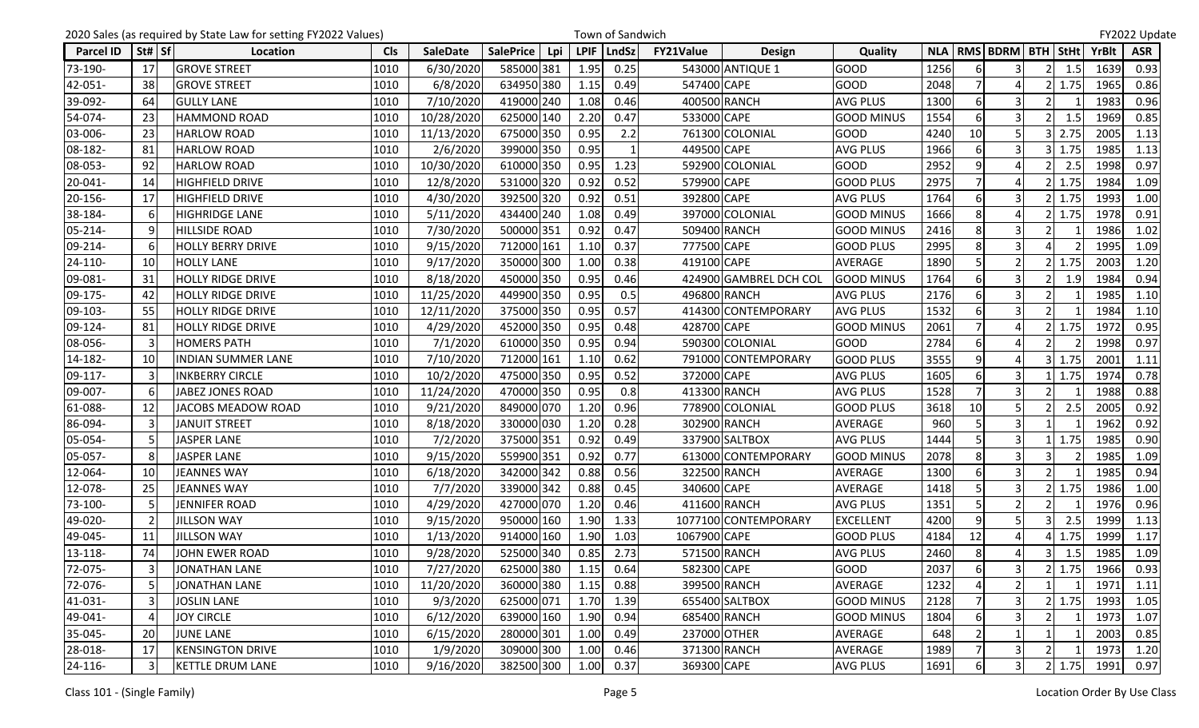2020 Sales (as required by State Law for setting FY2022 Values) Town of Sandwich FY2022 Update

| Parcel ID | St# | Sf | Location | Cls | SaleDate | SalePrice | Lpi | LPIF | LndSz | FY21Value | Design | Quality | NLA | RMS | BDRM | BTH | StHt | YrBlt | ASR |
|---|---|---|---|---|---|---|---|---|---|---|---|---|---|---|---|---|---|---|---|
| 73-190- | 17 | | GROVE STREET | 1010 | 6/30/2020 | 585000 | 381 | 1.95 | 0.25 | 543000 | ANTIQUE 1 | GOOD | 1256 | 6 | 3 | 2 | 1.5 | 1639 | 0.93 |
| 42-051- | 38 | | GROVE STREET | 1010 | 6/8/2020 | 634950 | 380 | 1.15 | 0.49 | 547400 | CAPE | GOOD | 2048 | 7 | 4 | 2 | 1.75 | 1965 | 0.86 |
| 39-092- | 64 | | GULLY LANE | 1010 | 7/10/2020 | 419000 | 240 | 1.08 | 0.46 | 400500 | RANCH | AVG PLUS | 1300 | 6 | 3 | 2 | 1 | 1983 | 0.96 |
| 54-074- | 23 | | HAMMOND ROAD | 1010 | 10/28/2020 | 625000 | 140 | 2.20 | 0.47 | 533000 | CAPE | GOOD MINUS | 1554 | 6 | 3 | 2 | 1.5 | 1969 | 0.85 |
| 03-006- | 23 | | HARLOW ROAD | 1010 | 11/13/2020 | 675000 | 350 | 0.95 | 2.2 | 761300 | COLONIAL | GOOD | 4240 | 10 | 5 | 3 | 2.75 | 2005 | 1.13 |
| 08-182- | 81 | | HARLOW ROAD | 1010 | 2/6/2020 | 399000 | 350 | 0.95 | 1 | 449500 | CAPE | AVG PLUS | 1966 | 6 | 3 | 3 | 1.75 | 1985 | 1.13 |
| 08-053- | 92 | | HARLOW ROAD | 1010 | 10/30/2020 | 610000 | 350 | 0.95 | 1.23 | 592900 | COLONIAL | GOOD | 2952 | 9 | 4 | 2 | 2.5 | 1998 | 0.97 |
| 20-041- | 14 | | HIGHFIELD DRIVE | 1010 | 12/8/2020 | 531000 | 320 | 0.92 | 0.52 | 579900 | CAPE | GOOD PLUS | 2975 | 7 | 4 | 2 | 1.75 | 1984 | 1.09 |
| 20-156- | 17 | | HIGHFIELD DRIVE | 1010 | 4/30/2020 | 392500 | 320 | 0.92 | 0.51 | 392800 | CAPE | AVG PLUS | 1764 | 6 | 3 | 2 | 1.75 | 1993 | 1.00 |
| 38-184- | 6 | | HIGHRIDGE LANE | 1010 | 5/11/2020 | 434400 | 240 | 1.08 | 0.49 | 397000 | COLONIAL | GOOD MINUS | 1666 | 8 | 4 | 2 | 1.75 | 1978 | 0.91 |
| 05-214- | 9 | | HILLSIDE ROAD | 1010 | 7/30/2020 | 500000 | 351 | 0.92 | 0.47 | 509400 | RANCH | GOOD MINUS | 2416 | 8 | 3 | 2 | 1 | 1986 | 1.02 |
| 09-214- | 6 | | HOLLY BERRY DRIVE | 1010 | 9/15/2020 | 712000 | 161 | 1.10 | 0.37 | 777500 | CAPE | GOOD PLUS | 2995 | 8 | 3 | 4 | 2 | 1995 | 1.09 |
| 24-110- | 10 | | HOLLY LANE | 1010 | 9/17/2020 | 350000 | 300 | 1.00 | 0.38 | 419100 | CAPE | AVERAGE | 1890 | 5 | 2 | 2 | 1.75 | 2003 | 1.20 |
| 09-081- | 31 | | HOLLY RIDGE DRIVE | 1010 | 8/18/2020 | 450000 | 350 | 0.95 | 0.46 | 424900 | GAMBREL DCH COL | GOOD MINUS | 1764 | 6 | 3 | 2 | 1.9 | 1984 | 0.94 |
| 09-175- | 42 | | HOLLY RIDGE DRIVE | 1010 | 11/25/2020 | 449900 | 350 | 0.95 | 0.5 | 496800 | RANCH | AVG PLUS | 2176 | 6 | 3 | 2 | 1 | 1985 | 1.10 |
| 09-103- | 55 | | HOLLY RIDGE DRIVE | 1010 | 12/11/2020 | 375000 | 350 | 0.95 | 0.57 | 414300 | CONTEMPORARY | AVG PLUS | 1532 | 6 | 3 | 2 | 1 | 1984 | 1.10 |
| 09-124- | 81 | | HOLLY RIDGE DRIVE | 1010 | 4/29/2020 | 452000 | 350 | 0.95 | 0.48 | 428700 | CAPE | GOOD MINUS | 2061 | 7 | 4 | 2 | 1.75 | 1972 | 0.95 |
| 08-056- | 3 | | HOMERS PATH | 1010 | 7/1/2020 | 610000 | 350 | 0.95 | 0.94 | 590300 | COLONIAL | GOOD | 2784 | 6 | 4 | 2 | 2 | 1998 | 0.97 |
| 14-182- | 10 | | INDIAN SUMMER LANE | 1010 | 7/10/2020 | 712000 | 161 | 1.10 | 0.62 | 791000 | CONTEMPORARY | GOOD PLUS | 3555 | 9 | 4 | 3 | 1.75 | 2001 | 1.11 |
| 09-117- | 3 | | INKBERRY CIRCLE | 1010 | 10/2/2020 | 475000 | 350 | 0.95 | 0.52 | 372000 | CAPE | AVG PLUS | 1605 | 6 | 3 | 1 | 1.75 | 1974 | 0.78 |
| 09-007- | 6 | | JABEZ JONES ROAD | 1010 | 11/24/2020 | 470000 | 350 | 0.95 | 0.8 | 413300 | RANCH | AVG PLUS | 1528 | 7 | 3 | 2 | 1 | 1988 | 0.88 |
| 61-088- | 12 | | JACOBS MEADOW ROAD | 1010 | 9/21/2020 | 849000 | 070 | 1.20 | 0.96 | 778900 | COLONIAL | GOOD PLUS | 3618 | 10 | 5 | 2 | 2.5 | 2005 | 0.92 |
| 86-094- | 3 | | JANUIT STREET | 1010 | 8/18/2020 | 330000 | 030 | 1.20 | 0.28 | 302900 | RANCH | AVERAGE | 960 | 5 | 3 | 1 | 1 | 1962 | 0.92 |
| 05-054- | 5 | | JASPER LANE | 1010 | 7/2/2020 | 375000 | 351 | 0.92 | 0.49 | 337900 | SALTBOX | AVG PLUS | 1444 | 5 | 3 | 1 | 1.75 | 1985 | 0.90 |
| 05-057- | 8 | | JASPER LANE | 1010 | 9/15/2020 | 559900 | 351 | 0.92 | 0.77 | 613000 | CONTEMPORARY | GOOD MINUS | 2078 | 8 | 3 | 3 | 2 | 1985 | 1.09 |
| 12-064- | 10 | | JEANNES WAY | 1010 | 6/18/2020 | 342000 | 342 | 0.88 | 0.56 | 322500 | RANCH | AVERAGE | 1300 | 6 | 3 | 2 | 1 | 1985 | 0.94 |
| 12-078- | 25 | | JEANNES WAY | 1010 | 7/7/2020 | 339000 | 342 | 0.88 | 0.45 | 340600 | CAPE | AVERAGE | 1418 | 5 | 3 | 2 | 1.75 | 1986 | 1.00 |
| 73-100- | 5 | | JENNIFER ROAD | 1010 | 4/29/2020 | 427000 | 070 | 1.20 | 0.46 | 411600 | RANCH | AVG PLUS | 1351 | 5 | 2 | 2 | 1 | 1976 | 0.96 |
| 49-020- | 2 | | JILLSON WAY | 1010 | 9/15/2020 | 950000 | 160 | 1.90 | 1.33 | 1077100 | CONTEMPORARY | EXCELLENT | 4200 | 9 | 5 | 3 | 2.5 | 1999 | 1.13 |
| 49-045- | 11 | | JILLSON WAY | 1010 | 1/13/2020 | 914000 | 160 | 1.90 | 1.03 | 1067900 | CAPE | GOOD PLUS | 4184 | 12 | 4 | 4 | 1.75 | 1999 | 1.17 |
| 13-118- | 74 | | JOHN EWER ROAD | 1010 | 9/28/2020 | 525000 | 340 | 0.85 | 2.73 | 571500 | RANCH | AVG PLUS | 2460 | 8 | 4 | 3 | 1.5 | 1985 | 1.09 |
| 72-075- | 3 | | JONATHAN LANE | 1010 | 7/27/2020 | 625000 | 380 | 1.15 | 0.64 | 582300 | CAPE | GOOD | 2037 | 6 | 3 | 2 | 1.75 | 1966 | 0.93 |
| 72-076- | 5 | | JONATHAN LANE | 1010 | 11/20/2020 | 360000 | 380 | 1.15 | 0.88 | 399500 | RANCH | AVERAGE | 1232 | 4 | 2 | 1 | 1 | 1971 | 1.11 |
| 41-031- | 3 | | JOSLIN LANE | 1010 | 9/3/2020 | 625000 | 071 | 1.70 | 1.39 | 655400 | SALTBOX | GOOD MINUS | 2128 | 7 | 3 | 2 | 1.75 | 1993 | 1.05 |
| 49-041- | 4 | | JOY CIRCLE | 1010 | 6/12/2020 | 639000 | 160 | 1.90 | 0.94 | 685400 | RANCH | GOOD MINUS | 1804 | 6 | 3 | 2 | 1 | 1973 | 1.07 |
| 35-045- | 20 | | JUNE LANE | 1010 | 6/15/2020 | 280000 | 301 | 1.00 | 0.49 | 237000 | OTHER | AVERAGE | 648 | 2 | 1 | 1 | 1 | 2003 | 0.85 |
| 28-018- | 17 | | KENSINGTON DRIVE | 1010 | 1/9/2020 | 309000 | 300 | 1.00 | 0.46 | 371300 | RANCH | AVERAGE | 1989 | 7 | 3 | 2 | 1 | 1973 | 1.20 |
| 24-116- | 3 | | KETTLE DRUM LANE | 1010 | 9/16/2020 | 382500 | 300 | 1.00 | 0.37 | 369300 | CAPE | AVG PLUS | 1691 | 6 | 3 | 2 | 1.75 | 1991 | 0.97 |

Class 101 - (Single Family) Location Order By Use Class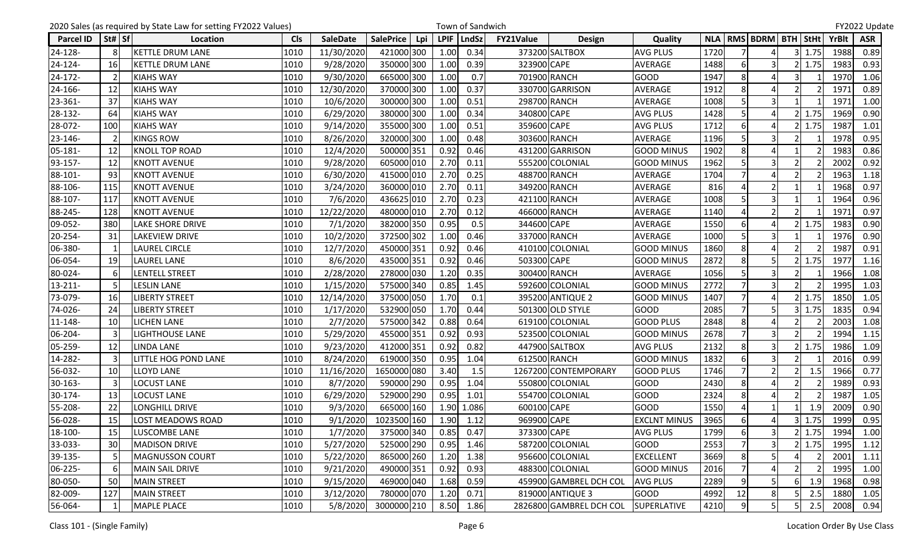2020 Sales (as required by State Law for setting FY2022 Values) Town of Sandwich FY2022 Update

| Parcel ID | St# | Sf | Location | Cls | SaleDate | SalePrice | Lpi | LPIF | LndSz | FY21Value | Design | Quality | NLA | RMS | BDRM | BTH | StHt | YrBlt | ASR |
|---|---|---|---|---|---|---|---|---|---|---|---|---|---|---|---|---|---|---|---|
| 24-128- | 8 | | KETTLE DRUM LANE | 1010 | 11/30/2020 | 421000 | 300 | 1.00 | 0.34 | 373200 | SALTBOX | AVG PLUS | 1720 | 7 | 4 | 3 | 1.75 | 1988 | 0.89 |
| 24-124- | 16 | | KETTLE DRUM LANE | 1010 | 9/28/2020 | 350000 | 300 | 1.00 | 0.39 | 323900 | CAPE | AVERAGE | 1488 | 6 | 3 | 2 | 1.75 | 1983 | 0.93 |
| 24-172- | 2 | | KIAHS WAY | 1010 | 9/30/2020 | 665000 | 300 | 1.00 | 0.7 | 701900 | RANCH | GOOD | 1947 | 8 | 4 | 3 | 1 | 1970 | 1.06 |
| 24-166- | 12 | | KIAHS WAY | 1010 | 12/30/2020 | 370000 | 300 | 1.00 | 0.37 | 330700 | GARRISON | AVERAGE | 1912 | 8 | 4 | 2 | 2 | 1971 | 0.89 |
| 23-361- | 37 | | KIAHS WAY | 1010 | 10/6/2020 | 300000 | 300 | 1.00 | 0.51 | 298700 | RANCH | AVERAGE | 1008 | 5 | 3 | 1 | 1 | 1971 | 1.00 |
| 28-132- | 64 | | KIAHS WAY | 1010 | 6/29/2020 | 380000 | 300 | 1.00 | 0.34 | 340800 | CAPE | AVG PLUS | 1428 | 5 | 4 | 2 | 1.75 | 1969 | 0.90 |
| 28-072- | 100 | | KIAHS WAY | 1010 | 9/14/2020 | 355000 | 300 | 1.00 | 0.51 | 359600 | CAPE | AVG PLUS | 1712 | 6 | 4 | 2 | 1.75 | 1987 | 1.01 |
| 23-146- | 2 | | KINGS ROW | 1010 | 8/26/2020 | 320000 | 300 | 1.00 | 0.48 | 303600 | RANCH | AVERAGE | 1196 | 5 | 3 | 2 | 1 | 1978 | 0.95 |
| 05-181- | 12 | | KNOLL TOP ROAD | 1010 | 12/4/2020 | 500000 | 351 | 0.92 | 0.46 | 431200 | GARRISON | GOOD MINUS | 1902 | 8 | 4 | 1 | 2 | 1983 | 0.86 |
| 93-157- | 12 | | KNOTT AVENUE | 1010 | 9/28/2020 | 605000 | 010 | 2.70 | 0.11 | 555200 | COLONIAL | GOOD MINUS | 1962 | 5 | 3 | 2 | 2 | 2002 | 0.92 |
| 88-101- | 93 | | KNOTT AVENUE | 1010 | 6/30/2020 | 415000 | 010 | 2.70 | 0.25 | 488700 | RANCH | AVERAGE | 1704 | 7 | 4 | 2 | 2 | 1963 | 1.18 |
| 88-106- | 115 | | KNOTT AVENUE | 1010 | 3/24/2020 | 360000 | 010 | 2.70 | 0.11 | 349200 | RANCH | AVERAGE | 816 | 4 | 2 | 1 | 1 | 1968 | 0.97 |
| 88-107- | 117 | | KNOTT AVENUE | 1010 | 7/6/2020 | 436625 | 010 | 2.70 | 0.23 | 421100 | RANCH | AVERAGE | 1008 | 5 | 3 | 1 | 1 | 1964 | 0.96 |
| 88-245- | 128 | | KNOTT AVENUE | 1010 | 12/22/2020 | 480000 | 010 | 2.70 | 0.12 | 466000 | RANCH | AVERAGE | 1140 | 4 | 2 | 2 | 1 | 1971 | 0.97 |
| 09-052- | 380 | | LAKE SHORE DRIVE | 1010 | 7/1/2020 | 382000 | 350 | 0.95 | 0.5 | 344600 | CAPE | AVERAGE | 1550 | 6 | 4 | 2 | 1.75 | 1983 | 0.90 |
| 20-254- | 31 | | LAKEVIEW DRIVE | 1010 | 10/2/2020 | 372500 | 302 | 1.00 | 0.46 | 337000 | RANCH | AVERAGE | 1000 | 5 | 3 | 1 | 1 | 1976 | 0.90 |
| 06-380- | 1 | | LAUREL CIRCLE | 1010 | 12/7/2020 | 450000 | 351 | 0.92 | 0.46 | 410100 | COLONIAL | GOOD MINUS | 1860 | 8 | 4 | 2 | 2 | 1987 | 0.91 |
| 06-054- | 19 | | LAUREL LANE | 1010 | 8/6/2020 | 435000 | 351 | 0.92 | 0.46 | 503300 | CAPE | GOOD MINUS | 2872 | 8 | 5 | 2 | 1.75 | 1977 | 1.16 |
| 80-024- | 6 | | LENTELL STREET | 1010 | 2/28/2020 | 278000 | 030 | 1.20 | 0.35 | 300400 | RANCH | AVERAGE | 1056 | 5 | 3 | 2 | 1 | 1966 | 1.08 |
| 13-211- | 5 | | LESLIN LANE | 1010 | 1/15/2020 | 575000 | 340 | 0.85 | 1.45 | 592600 | COLONIAL | GOOD MINUS | 2772 | 7 | 3 | 2 | 2 | 1995 | 1.03 |
| 73-079- | 16 | | LIBERTY STREET | 1010 | 12/14/2020 | 375000 | 050 | 1.70 | 0.1 | 395200 | ANTIQUE 2 | GOOD MINUS | 1407 | 7 | 4 | 2 | 1.75 | 1850 | 1.05 |
| 74-026- | 24 | | LIBERTY STREET | 1010 | 1/17/2020 | 532900 | 050 | 1.70 | 0.44 | 501300 | OLD STYLE | GOOD | 2085 | 7 | 5 | 3 | 1.75 | 1835 | 0.94 |
| 11-148- | 10 | | LICHEN LANE | 1010 | 2/7/2020 | 575000 | 342 | 0.88 | 0.64 | 619100 | COLONIAL | GOOD PLUS | 2848 | 8 | 4 | 2 | 2 | 2003 | 1.08 |
| 06-204- | 3 | | LIGHTHOUSE LANE | 1010 | 5/29/2020 | 455000 | 351 | 0.92 | 0.93 | 523500 | COLONIAL | GOOD MINUS | 2678 | 7 | 3 | 2 | 2 | 1994 | 1.15 |
| 05-259- | 12 | | LINDA LANE | 1010 | 9/23/2020 | 412000 | 351 | 0.92 | 0.82 | 447900 | SALTBOX | AVG PLUS | 2132 | 8 | 3 | 2 | 1.75 | 1986 | 1.09 |
| 14-282- | 3 | | LITTLE HOG POND LANE | 1010 | 8/24/2020 | 619000 | 350 | 0.95 | 1.04 | 612500 | RANCH | GOOD MINUS | 1832 | 6 | 3 | 2 | 1 | 2016 | 0.99 |
| 56-032- | 10 | | LLOYD LANE | 1010 | 11/16/2020 | 1650000 | 080 | 3.40 | 1.5 | 1267200 | CONTEMPORARY | GOOD PLUS | 1746 | 7 | 2 | 2 | 1.5 | 1966 | 0.77 |
| 30-163- | 3 | | LOCUST LANE | 1010 | 8/7/2020 | 590000 | 290 | 0.95 | 1.04 | 550800 | COLONIAL | GOOD | 2430 | 8 | 4 | 2 | 2 | 1989 | 0.93 |
| 30-174- | 13 | | LOCUST LANE | 1010 | 6/29/2020 | 529000 | 290 | 0.95 | 1.01 | 554700 | COLONIAL | GOOD | 2324 | 8 | 4 | 2 | 2 | 1987 | 1.05 |
| 55-208- | 22 | | LONGHILL DRIVE | 1010 | 9/3/2020 | 665000 | 160 | 1.90 | 1.086 | 600100 | CAPE | GOOD | 1550 | 4 | 1 | 1 | 1.9 | 2009 | 0.90 |
| 56-028- | 15 | | LOST MEADOWS ROAD | 1010 | 9/1/2020 | 1023500 | 160 | 1.90 | 1.12 | 969900 | CAPE | EXCLNT MINUS | 3965 | 6 | 4 | 3 | 1.75 | 1999 | 0.95 |
| 18-100- | 15 | | LUSCOMBE LANE | 1010 | 1/7/2020 | 375000 | 340 | 0.85 | 0.47 | 373300 | CAPE | AVG PLUS | 1799 | 6 | 3 | 2 | 1.75 | 1994 | 1.00 |
| 33-033- | 30 | | MADISON DRIVE | 1010 | 5/27/2020 | 525000 | 290 | 0.95 | 1.46 | 587200 | COLONIAL | GOOD | 2553 | 7 | 3 | 2 | 1.75 | 1995 | 1.12 |
| 39-135- | 5 | | MAGNUSSON COURT | 1010 | 5/22/2020 | 865000 | 260 | 1.20 | 1.38 | 956600 | COLONIAL | EXCELLENT | 3669 | 8 | 5 | 4 | 2 | 2001 | 1.11 |
| 06-225- | 6 | | MAIN SAIL DRIVE | 1010 | 9/21/2020 | 490000 | 351 | 0.92 | 0.93 | 488300 | COLONIAL | GOOD MINUS | 2016 | 7 | 4 | 2 | 2 | 1995 | 1.00 |
| 80-050- | 50 | | MAIN STREET | 1010 | 9/15/2020 | 469000 | 040 | 1.68 | 0.59 | 459900 | GAMBREL DCH COL | AVG PLUS | 2289 | 9 | 5 | 6 | 1.9 | 1968 | 0.98 |
| 82-009- | 127 | | MAIN STREET | 1010 | 3/12/2020 | 780000 | 070 | 1.20 | 0.71 | 819000 | ANTIQUE 3 | GOOD | 4992 | 12 | 8 | 5 | 2.5 | 1880 | 1.05 |
| 56-064- | 1 | | MAPLE PLACE | 1010 | 5/8/2020 | 3000000 | 210 | 8.50 | 1.86 | 2826800 | GAMBREL DCH COL | SUPERLATIVE | 4210 | 9 | 5 | 5 | 2.5 | 2008 | 0.94 |

Class 101 - (Single Family) Location Order By Use Class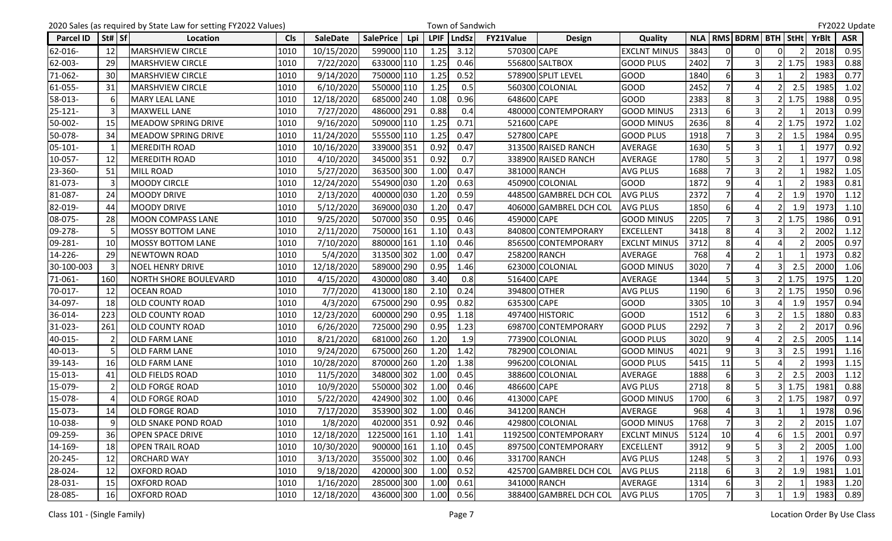2020 Sales (as required by State Law for setting FY2022 Values) Town of Sandwich FY2022 Update

| Parcel ID | St# | Sf | Location | Cls | SaleDate | SalePrice | Lpi | LPIF | LndSz | FY21Value | Design | Quality | NLA | RMS | BDRM | BTH | StHt | YrBlt | ASR |
|---|---|---|---|---|---|---|---|---|---|---|---|---|---|---|---|---|---|---|---|
| 62-016- | 12 | | MARSHVIEW CIRCLE | 1010 | 10/15/2020 | 599000 | 110 | 1.25 | 3.12 | 570300 | CAPE | EXCLNT MINUS | 3843 | 0 | 0 | 0 | 2 | 2018 | 0.95 |
| 62-003- | 29 | | MARSHVIEW CIRCLE | 1010 | 7/22/2020 | 633000 | 110 | 1.25 | 0.46 | 556800 | SALTBOX | GOOD PLUS | 2402 | 7 | 3 | 2 | 1.75 | 1983 | 0.88 |
| 71-062- | 30 | | MARSHVIEW CIRCLE | 1010 | 9/14/2020 | 750000 | 110 | 1.25 | 0.52 | 578900 | SPLIT LEVEL | GOOD | 1840 | 6 | 3 | 1 | 2 | 1983 | 0.77 |
| 61-055- | 31 | | MARSHVIEW CIRCLE | 1010 | 6/10/2020 | 550000 | 110 | 1.25 | 0.5 | 560300 | COLONIAL | GOOD | 2452 | 7 | 4 | 2 | 2.5 | 1985 | 1.02 |
| 58-013- | 6 | | MARY LEAL LANE | 1010 | 12/18/2020 | 685000 | 240 | 1.08 | 0.96 | 648600 | CAPE | GOOD | 2383 | 8 | 3 | 2 | 1.75 | 1988 | 0.95 |
| 25-121- | 3 | | MAXWELL LANE | 1010 | 7/27/2020 | 486000 | 291 | 0.88 | 0.4 | 480000 | CONTEMPORARY | GOOD MINUS | 2313 | 6 | 3 | 2 | 1 | 2013 | 0.99 |
| 50-002- | 15 | | MEADOW SPRING DRIVE | 1010 | 9/16/2020 | 509000 | 110 | 1.25 | 0.71 | 521600 | CAPE | GOOD MINUS | 2636 | 8 | 4 | 2 | 1.75 | 1972 | 1.02 |
| 50-078- | 34 | | MEADOW SPRING DRIVE | 1010 | 11/24/2020 | 555500 | 110 | 1.25 | 0.47 | 527800 | CAPE | GOOD PLUS | 1918 | 7 | 3 | 2 | 1.5 | 1984 | 0.95 |
| 05-101- | 1 | | MEREDITH ROAD | 1010 | 10/16/2020 | 339000 | 351 | 0.92 | 0.47 | 313500 | RAISED RANCH | AVERAGE | 1630 | 5 | 3 | 1 | 1 | 1977 | 0.92 |
| 10-057- | 12 | | MEREDITH ROAD | 1010 | 4/10/2020 | 345000 | 351 | 0.92 | 0.7 | 338900 | RAISED RANCH | AVERAGE | 1780 | 5 | 3 | 2 | 1 | 1977 | 0.98 |
| 23-360- | 51 | | MILL ROAD | 1010 | 5/27/2020 | 363500 | 300 | 1.00 | 0.47 | 381000 | RANCH | AVG PLUS | 1688 | 7 | 3 | 2 | 1 | 1982 | 1.05 |
| 81-073- | 3 | | MOODY CIRCLE | 1010 | 12/24/2020 | 554900 | 030 | 1.20 | 0.63 | 450900 | COLONIAL | GOOD | 1872 | 9 | 4 | 1 | 2 | 1983 | 0.81 |
| 81-087- | 24 | | MOODY DRIVE | 1010 | 2/13/2020 | 400000 | 030 | 1.20 | 0.59 | 448500 | GAMBREL DCH COL | AVG PLUS | 2372 | 7 | 4 | 2 | 1.9 | 1970 | 1.12 |
| 82-019- | 44 | | MOODY DRIVE | 1010 | 5/12/2020 | 369000 | 030 | 1.20 | 0.47 | 406000 | GAMBREL DCH COL | AVG PLUS | 1850 | 6 | 4 | 2 | 1.9 | 1973 | 1.10 |
| 08-075- | 28 | | MOON COMPASS LANE | 1010 | 9/25/2020 | 507000 | 350 | 0.95 | 0.46 | 459000 | CAPE | GOOD MINUS | 2205 | 7 | 3 | 2 | 1.75 | 1986 | 0.91 |
| 09-278- | 5 | | MOSSY BOTTOM LANE | 1010 | 2/11/2020 | 750000 | 161 | 1.10 | 0.43 | 840800 | CONTEMPORARY | EXCELLENT | 3418 | 8 | 4 | 3 | 2 | 2002 | 1.12 |
| 09-281- | 10 | | MOSSY BOTTOM LANE | 1010 | 7/10/2020 | 880000 | 161 | 1.10 | 0.46 | 856500 | CONTEMPORARY | EXCLNT MINUS | 3712 | 8 | 4 | 4 | 2 | 2005 | 0.97 |
| 14-226- | 29 | | NEWTOWN ROAD | 1010 | 5/4/2020 | 313500 | 302 | 1.00 | 0.47 | 258200 | RANCH | AVERAGE | 768 | 4 | 2 | 1 | 1 | 1973 | 0.82 |
| 30-100-003 | 3 | | NOEL HENRY DRIVE | 1010 | 12/18/2020 | 589000 | 290 | 0.95 | 1.46 | 623000 | COLONIAL | GOOD MINUS | 3020 | 7 | 4 | 3 | 2.5 | 2000 | 1.06 |
| 71-061- | 160 | | NORTH SHORE BOULEVARD | 1010 | 4/15/2020 | 430000 | 080 | 3.40 | 0.8 | 516400 | CAPE | AVERAGE | 1344 | 5 | 3 | 2 | 1.75 | 1975 | 1.20 |
| 70-017- | 12 | | OCEAN ROAD | 1010 | 7/7/2020 | 413000 | 180 | 2.10 | 0.24 | 394800 | OTHER | AVG PLUS | 1190 | 6 | 3 | 2 | 1.75 | 1950 | 0.96 |
| 34-097- | 18 | | OLD COUNTY ROAD | 1010 | 4/3/2020 | 675000 | 290 | 0.95 | 0.82 | 635300 | CAPE | GOOD | 3305 | 10 | 3 | 4 | 1.9 | 1957 | 0.94 |
| 36-014- | 223 | | OLD COUNTY ROAD | 1010 | 12/23/2020 | 600000 | 290 | 0.95 | 1.18 | 497400 | HISTORIC | GOOD | 1512 | 6 | 3 | 2 | 1.5 | 1880 | 0.83 |
| 31-023- | 261 | | OLD COUNTY ROAD | 1010 | 6/26/2020 | 725000 | 290 | 0.95 | 1.23 | 698700 | CONTEMPORARY | GOOD PLUS | 2292 | 7 | 3 | 2 | 2 | 2017 | 0.96 |
| 40-015- | 2 | | OLD FARM LANE | 1010 | 8/21/2020 | 681000 | 260 | 1.20 | 1.9 | 773900 | COLONIAL | GOOD PLUS | 3020 | 9 | 4 | 2 | 2.5 | 2005 | 1.14 |
| 40-013- | 5 | | OLD FARM LANE | 1010 | 9/24/2020 | 675000 | 260 | 1.20 | 1.42 | 782900 | COLONIAL | GOOD MINUS | 4021 | 9 | 3 | 3 | 2.5 | 1991 | 1.16 |
| 39-143- | 16 | | OLD FARM LANE | 1010 | 10/28/2020 | 870000 | 260 | 1.20 | 1.38 | 996200 | COLONIAL | GOOD PLUS | 5415 | 11 | 5 | 4 | 2 | 1993 | 1.15 |
| 15-013- | 41 | | OLD FIELDS ROAD | 1010 | 11/5/2020 | 348000 | 302 | 1.00 | 0.45 | 388600 | COLONIAL | AVERAGE | 1888 | 6 | 3 | 2 | 2.5 | 2003 | 1.12 |
| 15-079- | 2 | | OLD FORGE ROAD | 1010 | 10/9/2020 | 550000 | 302 | 1.00 | 0.46 | 486600 | CAPE | AVG PLUS | 2718 | 8 | 5 | 3 | 1.75 | 1981 | 0.88 |
| 15-078- | 4 | | OLD FORGE ROAD | 1010 | 5/22/2020 | 424900 | 302 | 1.00 | 0.46 | 413000 | CAPE | GOOD MINUS | 1700 | 6 | 3 | 2 | 1.75 | 1987 | 0.97 |
| 15-073- | 14 | | OLD FORGE ROAD | 1010 | 7/17/2020 | 353900 | 302 | 1.00 | 0.46 | 341200 | RANCH | AVERAGE | 968 | 4 | 3 | 1 | 1 | 1978 | 0.96 |
| 10-038- | 9 | | OLD SNAKE POND ROAD | 1010 | 1/8/2020 | 402000 | 351 | 0.92 | 0.46 | 429800 | COLONIAL | GOOD MINUS | 1768 | 7 | 3 | 2 | 2 | 2015 | 1.07 |
| 09-259- | 36 | | OPEN SPACE DRIVE | 1010 | 12/18/2020 | 1225000 | 161 | 1.10 | 1.41 | 1192500 | CONTEMPORARY | EXCLNT MINUS | 5124 | 10 | 4 | 6 | 1.5 | 2001 | 0.97 |
| 14-169- | 18 | | OPEN TRAIL ROAD | 1010 | 10/30/2020 | 900000 | 161 | 1.10 | 0.45 | 897500 | CONTEMPORARY | EXCELLENT | 3912 | 9 | 5 | 3 | 2 | 2005 | 1.00 |
| 20-245- | 12 | | ORCHARD WAY | 1010 | 3/13/2020 | 355000 | 302 | 1.00 | 0.46 | 331700 | RANCH | AVG PLUS | 1248 | 5 | 3 | 2 | 1 | 1976 | 0.93 |
| 28-024- | 12 | | OXFORD ROAD | 1010 | 9/18/2020 | 420000 | 300 | 1.00 | 0.52 | 425700 | GAMBREL DCH COL | AVG PLUS | 2118 | 6 | 3 | 2 | 1.9 | 1981 | 1.01 |
| 28-031- | 15 | | OXFORD ROAD | 1010 | 1/16/2020 | 285000 | 300 | 1.00 | 0.61 | 341000 | RANCH | AVERAGE | 1314 | 6 | 3 | 2 | 1 | 1983 | 1.20 |
| 28-085- | 16 | | OXFORD ROAD | 1010 | 12/18/2020 | 436000 | 300 | 1.00 | 0.56 | 388400 | GAMBREL DCH COL | AVG PLUS | 1705 | 7 | 3 | 1 | 1.9 | 1983 | 0.89 |

Class 101 - (Single Family) Location Order By Use Class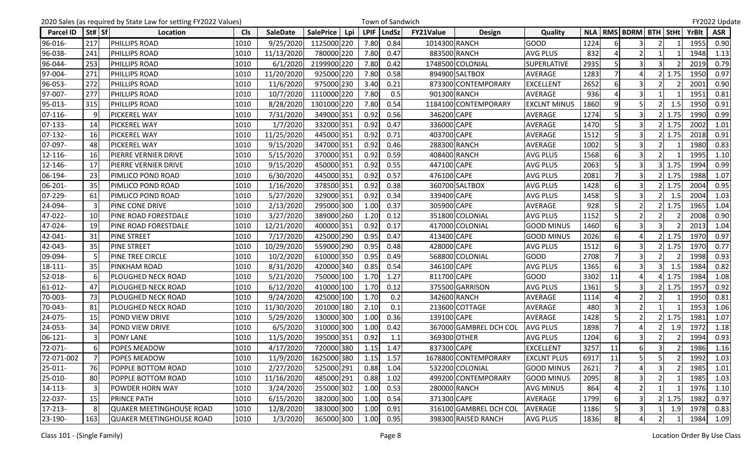2020 Sales (as required by State Law for setting FY2022 Values) — Town of Sandwich — FY2022 Update

| Parcel ID | St# | Sf | Location | Cls | SaleDate | SalePrice | Lpi | LPIF | LndSz | FY21Value | Design | Quality | NLA | RMS | BDRM | BTH | StHt | YrBlt | ASR |
|---|---|---|---|---|---|---|---|---|---|---|---|---|---|---|---|---|---|---|---|
| 96-016- | 217 | | PHILLIPS ROAD | 1010 | 9/25/2020 | 1125000 | 220 | 7.80 | 0.84 | 1014300 | RANCH | GOOD | 1224 | 6 | 3 | 2 | 1 | 1955 | 0.90 |
| 96-038- | 241 | | PHILLIPS ROAD | 1010 | 11/13/2020 | 780000 | 220 | 7.80 | 0.47 | 883500 | RANCH | AVG PLUS | 832 | 4 | 2 | 1 | 1 | 1948 | 1.13 |
| 96-044- | 253 | | PHILLIPS ROAD | 1010 | 6/1/2020 | 2199900 | 220 | 7.80 | 0.42 | 1748500 | COLONIAL | SUPERLATIVE | 2935 | 5 | 3 | 3 | 2 | 2019 | 0.79 |
| 97-004- | 271 | | PHILLIPS ROAD | 1010 | 11/20/2020 | 925000 | 220 | 7.80 | 0.58 | 894900 | SALTBOX | AVERAGE | 1283 | 7 | 4 | 2 | 1.75 | 1950 | 0.97 |
| 96-053- | 272 | | PHILLIPS ROAD | 1010 | 11/6/2020 | 975000 | 230 | 3.40 | 0.21 | 873300 | CONTEMPORARY | EXCELLENT | 2652 | 6 | 3 | 2 | 2 | 2001 | 0.90 |
| 97-007- | 277 | | PHILLIPS ROAD | 1010 | 10/7/2020 | 1110000 | 220 | 7.80 | 0.5 | 901300 | RANCH | AVERAGE | 936 | 4 | 3 | 1 | 1 | 1951 | 0.81 |
| 95-013- | 315 | | PHILLIPS ROAD | 1010 | 8/28/2020 | 1301000 | 220 | 7.80 | 0.54 | 1184100 | CONTEMPORARY | EXCLNT MINUS | 1860 | 9 | 5 | 2 | 1.5 | 1950 | 0.91 |
| 07-116- | 9 | | PICKEREL WAY | 1010 | 7/31/2020 | 349000 | 351 | 0.92 | 0.56 | 346200 | CAPE | AVERAGE | 1274 | 5 | 3 | 2 | 1.75 | 1990 | 0.99 |
| 07-133- | 14 | | PICKEREL WAY | 1010 | 1/7/2020 | 332000 | 351 | 0.92 | 0.47 | 336000 | CAPE | AVERAGE | 1470 | 5 | 3 | 2 | 1.75 | 2002 | 1.01 |
| 07-132- | 16 | | PICKEREL WAY | 1010 | 11/25/2020 | 445000 | 351 | 0.92 | 0.71 | 403700 | CAPE | AVERAGE | 1512 | 5 | 3 | 2 | 1.75 | 2018 | 0.91 |
| 07-097- | 48 | | PICKEREL WAY | 1010 | 9/15/2020 | 347000 | 351 | 0.92 | 0.46 | 288300 | RANCH | AVERAGE | 1002 | 5 | 3 | 2 | 1 | 1980 | 0.83 |
| 12-116- | 16 | | PIERRE VERNIER DRIVE | 1010 | 5/15/2020 | 370000 | 351 | 0.92 | 0.59 | 408400 | RANCH | AVG PLUS | 1568 | 6 | 3 | 2 | 1 | 1995 | 1.10 |
| 12-146- | 17 | | PIERRE VERNIER DRIVE | 1010 | 9/15/2020 | 450000 | 351 | 0.92 | 0.55 | 447100 | CAPE | AVG PLUS | 2063 | 5 | 3 | 3 | 1.75 | 1994 | 0.99 |
| 06-194- | 23 | | PIMLICO POND ROAD | 1010 | 6/30/2020 | 445000 | 351 | 0.92 | 0.57 | 476100 | CAPE | AVG PLUS | 2081 | 7 | 3 | 2 | 1.75 | 1988 | 1.07 |
| 06-201- | 35 | | PIMLICO POND ROAD | 1010 | 1/16/2020 | 378500 | 351 | 0.92 | 0.38 | 360700 | SALTBOX | AVG PLUS | 1428 | 6 | 3 | 2 | 1.75 | 2004 | 0.95 |
| 07-229- | 61 | | PIMLICO POND ROAD | 1010 | 5/27/2020 | 329000 | 351 | 0.92 | 0.34 | 339400 | CAPE | AVG PLUS | 1458 | 5 | 3 | 2 | 1.5 | 2004 | 1.03 |
| 24-094- | 3 | | PINE CONE DRIVE | 1010 | 2/13/2020 | 295000 | 300 | 1.00 | 0.37 | 305900 | CAPE | AVERAGE | 928 | 5 | 2 | 2 | 1.75 | 1965 | 1.04 |
| 47-022- | 10 | | PINE ROAD FORESTDALE | 1010 | 3/27/2020 | 389000 | 260 | 1.20 | 0.12 | 351800 | COLONIAL | AVG PLUS | 1152 | 5 | 2 | 2 | 2 | 2008 | 0.90 |
| 47-024- | 19 | | PINE ROAD FORESTDALE | 1010 | 12/21/2020 | 400000 | 351 | 0.92 | 0.17 | 417000 | COLONIAL | GOOD MINUS | 1460 | 6 | 3 | 3 | 2 | 2013 | 1.04 |
| 42-041- | 31 | | PINE STREET | 1010 | 7/17/2020 | 425000 | 290 | 0.95 | 0.47 | 413400 | CAPE | GOOD MINUS | 2026 | 6 | 4 | 2 | 1.75 | 1970 | 0.97 |
| 42-043- | 35 | | PINE STREET | 1010 | 10/29/2020 | 559000 | 290 | 0.95 | 0.48 | 428000 | CAPE | AVG PLUS | 1512 | 6 | 3 | 2 | 1.75 | 1970 | 0.77 |
| 09-094- | 5 | | PINE TREE CIRCLE | 1010 | 10/2/2020 | 610000 | 350 | 0.95 | 0.49 | 568800 | COLONIAL | GOOD | 2708 | 7 | 3 | 2 | 2 | 1998 | 0.93 |
| 18-111- | 35 | | PINKHAM ROAD | 1010 | 8/31/2020 | 420000 | 340 | 0.85 | 0.54 | 346100 | CAPE | AVG PLUS | 1365 | 6 | 3 | 3 | 1.5 | 1984 | 0.82 |
| 52-018- | 6 | | PLOUGHED NECK ROAD | 1010 | 5/21/2020 | 750000 | 100 | 1.70 | 1.27 | 811700 | CAPE | GOOD | 3302 | 11 | 4 | 4 | 1.75 | 1984 | 1.08 |
| 61-012- | 47 | | PLOUGHED NECK ROAD | 1010 | 6/12/2020 | 410000 | 100 | 1.70 | 0.12 | 375500 | GARRISON | AVG PLUS | 1361 | 5 | 3 | 2 | 1.75 | 1957 | 0.92 |
| 70-003- | 73 | | PLOUGHED NECK ROAD | 1010 | 9/24/2020 | 425000 | 100 | 1.70 | 0.2 | 342600 | RANCH | AVERAGE | 1114 | 4 | 2 | 2 | 1 | 1950 | 0.81 |
| 70-043- | 81 | | PLOUGHED NECK ROAD | 1010 | 11/30/2020 | 201000 | 180 | 2.10 | 0.1 | 213600 | COTTAGE | AVERAGE | 480 | 3 | 2 | 1 | 1 | 1953 | 1.06 |
| 24-075- | 15 | | POND VIEW DRIVE | 1010 | 5/29/2020 | 130000 | 300 | 1.00 | 0.36 | 139100 | CAPE | AVERAGE | 1428 | 5 | 2 | 2 | 1.75 | 1981 | 1.07 |
| 24-053- | 34 | | POND VIEW DRIVE | 1010 | 6/5/2020 | 310000 | 300 | 1.00 | 0.42 | 367000 | GAMBREL DCH COL | AVG PLUS | 1898 | 7 | 4 | 2 | 1.9 | 1972 | 1.18 |
| 06-121- | 3 | | PONY LANE | 1010 | 11/5/2020 | 395000 | 351 | 0.92 | 1.1 | 369300 | OTHER | AVG PLUS | 1204 | 6 | 3 | 2 | 2 | 1994 | 0.93 |
| 72-071- | 6 | | POPES MEADOW | 1010 | 4/17/2020 | 720000 | 380 | 1.15 | 1.47 | 837300 | CAPE | EXCELLENT | 3257 | 11 | 6 | 3 | 2 | 1986 | 1.16 |
| 72-071-002 | 7 | | POPES MEADOW | 1010 | 11/9/2020 | 1625000 | 380 | 1.15 | 1.57 | 1678800 | CONTEMPORARY | EXCLNT PLUS | 6917 | 11 | 5 | 5 | 2 | 1992 | 1.03 |
| 25-011- | 76 | | POPPLE BOTTOM ROAD | 1010 | 2/27/2020 | 525000 | 291 | 0.88 | 1.04 | 532200 | COLONIAL | GOOD MINUS | 2621 | 7 | 4 | 3 | 2 | 1985 | 1.01 |
| 25-010- | 80 | | POPPLE BOTTOM ROAD | 1010 | 11/16/2020 | 485000 | 291 | 0.88 | 1.02 | 499200 | CONTEMPORARY | GOOD MINUS | 2095 | 8 | 3 | 2 | 1 | 1985 | 1.03 |
| 14-113- | 3 | | POWDER HORN WAY | 1010 | 3/24/2020 | 255000 | 302 | 1.00 | 0.53 | 280000 | RANCH | AVG MINUS | 864 | 4 | 2 | 1 | 1 | 1976 | 1.10 |
| 22-037- | 15 | | PRINCE PATH | 1010 | 6/15/2020 | 382000 | 300 | 1.00 | 0.54 | 371300 | CAPE | AVERAGE | 1799 | 6 | 3 | 2 | 1.75 | 1982 | 0.97 |
| 17-213- | 8 | | QUAKER MEETINGHOUSE ROAD | 1010 | 12/8/2020 | 383000 | 300 | 1.00 | 0.91 | 316100 | GAMBREL DCH COL | AVERAGE | 1186 | 5 | 3 | 1 | 1.9 | 1978 | 0.83 |
| 23-190- | 163 | | QUAKER MEETINGHOUSE ROAD | 1010 | 1/3/2020 | 365000 | 300 | 1.00 | 0.95 | 398300 | RAISED RANCH | AVG PLUS | 1836 | 8 | 4 | 2 | 1 | 1984 | 1.09 |

Class 101 - (Single Family) — Location Order By Use Class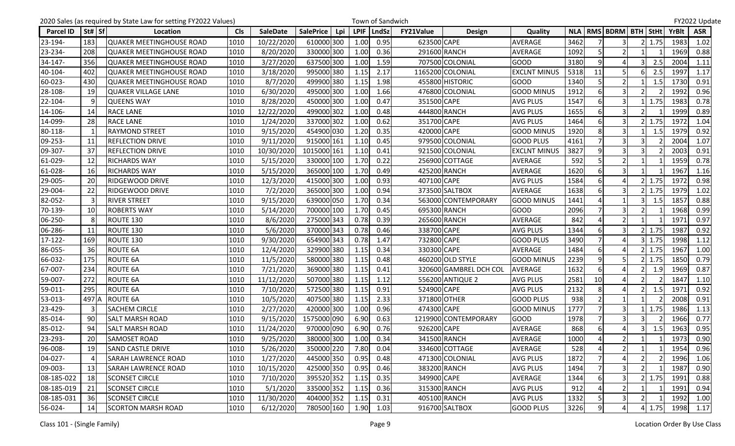2020 Sales (as required by State Law for setting FY2022 Values) — Town of Sandwich — FY2022 Update

| Parcel ID | St# | Sf | Location | Cls | SaleDate | SalePrice | Lpi | LPIF | LndSz | FY21Value | Design | Quality | NLA | RMS | BDRM | BTH | StHt | YrBlt | ASR |
|---|---|---|---|---|---|---|---|---|---|---|---|---|---|---|---|---|---|---|---|
| 23-194- | 183 | | QUAKER MEETINGHOUSE ROAD | 1010 | 10/22/2020 | 610000 | 300 | 1.00 | 0.95 | 623500 | CAPE | AVERAGE | 3462 | 7 | 3 | 2 | 1.75 | 1983 | 1.02 |
| 23-234- | 208 | | QUAKER MEETINGHOUSE ROAD | 1010 | 8/20/2020 | 330000 | 300 | 1.00 | 0.36 | 291600 | RANCH | AVERAGE | 1092 | 5 | 2 | 1 | 1 | 1969 | 0.88 |
| 34-147- | 356 | | QUAKER MEETINGHOUSE ROAD | 1010 | 3/27/2020 | 637500 | 300 | 1.00 | 1.59 | 707500 | COLONIAL | GOOD | 3180 | 9 | 4 | 3 | 2.5 | 2004 | 1.11 |
| 40-104- | 402 | | QUAKER MEETINGHOUSE ROAD | 1010 | 3/18/2020 | 995000 | 380 | 1.15 | 2.17 | 1165200 | COLONIAL | EXCLNT MINUS | 5318 | 11 | 5 | 6 | 2.5 | 1997 | 1.17 |
| 60-023- | 430 | | QUAKER MEETINGHOUSE ROAD | 1010 | 8/7/2020 | 499900 | 380 | 1.15 | 1.98 | 455800 | HISTORIC | GOOD | 1340 | 5 | 2 | 1 | 1.5 | 1730 | 0.91 |
| 28-108- | 19 | | QUAKER VILLAGE LANE | 1010 | 6/30/2020 | 495000 | 300 | 1.00 | 1.66 | 476800 | COLONIAL | GOOD MINUS | 1912 | 6 | 3 | 2 | 2 | 1992 | 0.96 |
| 22-104- | 9 | | QUEENS WAY | 1010 | 8/28/2020 | 450000 | 300 | 1.00 | 0.47 | 351500 | CAPE | AVG PLUS | 1547 | 6 | 3 | 1 | 1.75 | 1983 | 0.78 |
| 14-106- | 14 | | RACE LANE | 1010 | 12/22/2020 | 499000 | 302 | 1.00 | 0.48 | 444800 | RANCH | AVG PLUS | 1655 | 6 | 3 | 2 | 1 | 1999 | 0.89 |
| 14-099- | 28 | | RACE LANE | 1010 | 1/24/2020 | 337000 | 302 | 1.00 | 0.62 | 351700 | CAPE | AVG PLUS | 1464 | 6 | 3 | 2 | 1.75 | 1972 | 1.04 |
| 80-118- | 1 | | RAYMOND STREET | 1010 | 9/15/2020 | 454900 | 030 | 1.20 | 0.35 | 420000 | CAPE | GOOD MINUS | 1920 | 8 | 3 | 1 | 1.5 | 1979 | 0.92 |
| 09-253- | 11 | | REFLECTION DRIVE | 1010 | 9/11/2020 | 915000 | 161 | 1.10 | 0.45 | 979500 | COLONIAL | GOOD PLUS | 4161 | 7 | 3 | 3 | 2 | 2004 | 1.07 |
| 09-307- | 37 | | REFLECTION DRIVE | 1010 | 10/30/2020 | 1015000 | 161 | 1.10 | 0.41 | 921500 | COLONIAL | EXCLNT MINUS | 3827 | 9 | 3 | 3 | 2 | 2003 | 0.91 |
| 61-029- | 12 | | RICHARDS WAY | 1010 | 5/15/2020 | 330000 | 100 | 1.70 | 0.22 | 256900 | COTTAGE | AVERAGE | 592 | 5 | 2 | 1 | 1 | 1959 | 0.78 |
| 61-028- | 16 | | RICHARDS WAY | 1010 | 5/15/2020 | 365000 | 100 | 1.70 | 0.49 | 425200 | RANCH | AVERAGE | 1620 | 6 | 3 | 1 | 1 | 1967 | 1.16 |
| 29-005- | 20 | | RIDGEWOOD DRIVE | 1010 | 12/3/2020 | 415000 | 300 | 1.00 | 0.93 | 407100 | CAPE | AVG PLUS | 1584 | 6 | 4 | 2 | 1.75 | 1972 | 0.98 |
| 29-004- | 22 | | RIDGEWOOD DRIVE | 1010 | 7/2/2020 | 365000 | 300 | 1.00 | 0.94 | 373500 | SALTBOX | AVERAGE | 1638 | 6 | 3 | 2 | 1.75 | 1979 | 1.02 |
| 82-052- | 3 | | RIVER STREET | 1010 | 9/15/2020 | 639000 | 050 | 1.70 | 0.34 | 563000 | CONTEMPORARY | GOOD MINUS | 1441 | 4 | 1 | 3 | 1.5 | 1857 | 0.88 |
| 70-139- | 10 | | ROBERTS WAY | 1010 | 5/14/2020 | 700000 | 100 | 1.70 | 0.45 | 695300 | RANCH | GOOD | 2096 | 7 | 3 | 2 | 1 | 1968 | 0.99 |
| 06-250- | 8 | | ROUTE 130 | 1010 | 8/6/2020 | 275000 | 343 | 0.78 | 0.39 | 265600 | RANCH | AVERAGE | 842 | 4 | 2 | 1 | 1 | 1971 | 0.97 |
| 06-286- | 11 | | ROUTE 130 | 1010 | 5/6/2020 | 370000 | 343 | 0.78 | 0.46 | 338700 | CAPE | AVG PLUS | 1344 | 6 | 3 | 2 | 1.75 | 1987 | 0.92 |
| 17-122- | 169 | | ROUTE 130 | 1010 | 9/30/2020 | 654900 | 343 | 0.78 | 1.47 | 732800 | CAPE | GOOD PLUS | 3490 | 7 | 4 | 3 | 1.75 | 1998 | 1.12 |
| 86-055- | 36 | | ROUTE 6A | 1010 | 12/4/2020 | 329900 | 380 | 1.15 | 0.34 | 330300 | CAPE | AVERAGE | 1484 | 6 | 4 | 2 | 1.75 | 1967 | 1.00 |
| 66-032- | 175 | | ROUTE 6A | 1010 | 11/5/2020 | 580000 | 380 | 1.15 | 0.48 | 460200 | OLD STYLE | GOOD MINUS | 2239 | 9 | 5 | 2 | 1.75 | 1850 | 0.79 |
| 67-007- | 234 | | ROUTE 6A | 1010 | 7/21/2020 | 369000 | 380 | 1.15 | 0.41 | 320600 | GAMBREL DCH COL | AVERAGE | 1632 | 6 | 4 | 2 | 1.9 | 1969 | 0.87 |
| 59-007- | 272 | | ROUTE 6A | 1010 | 11/12/2020 | 507000 | 380 | 1.15 | 1.12 | 556200 | ANTIQUE 2 | AVG PLUS | 2581 | 10 | 4 | 2 | 2 | 1847 | 1.10 |
| 59-011- | 295 | | ROUTE 6A | 1010 | 7/10/2020 | 572500 | 380 | 1.15 | 0.91 | 524900 | CAPE | AVG PLUS | 2132 | 8 | 4 | 2 | 1.5 | 1971 | 0.92 |
| 53-013- | 497 | A | ROUTE 6A | 1010 | 10/5/2020 | 407500 | 380 | 1.15 | 2.33 | 371800 | OTHER | GOOD PLUS | 938 | 2 | 1 | 1 | 2 | 2008 | 0.91 |
| 23-429- | 3 | | SACHEM CIRCLE | 1010 | 2/27/2020 | 420000 | 300 | 1.00 | 0.96 | 474300 | CAPE | GOOD MINUS | 1777 | 7 | 3 | 1 | 1.75 | 1986 | 1.13 |
| 85-014- | 90 | | SALT MARSH ROAD | 1010 | 9/15/2020 | 1575000 | 090 | 6.90 | 0.63 | 1219900 | CONTEMPORARY | GOOD | 1978 | 7 | 3 | 3 | 2 | 1966 | 0.77 |
| 85-012- | 94 | | SALT MARSH ROAD | 1010 | 11/24/2020 | 970000 | 090 | 6.90 | 0.76 | 926200 | CAPE | AVERAGE | 868 | 6 | 4 | 3 | 1.5 | 1963 | 0.95 |
| 23-293- | 20 | | SAMOSET ROAD | 1010 | 9/25/2020 | 380000 | 300 | 1.00 | 0.34 | 341500 | RANCH | AVERAGE | 1000 | 4 | 2 | 1 | 1 | 1973 | 0.90 |
| 96-008- | 19 | | SAND CASTLE DRIVE | 1010 | 5/26/2020 | 350000 | 220 | 7.80 | 0.04 | 334600 | COTTAGE | AVERAGE | 528 | 4 | 2 | 1 | 1 | 1954 | 0.96 |
| 04-027- | 4 | | SARAH LAWRENCE ROAD | 1010 | 1/27/2020 | 445000 | 350 | 0.95 | 0.48 | 471300 | COLONIAL | AVG PLUS | 1872 | 7 | 4 | 2 | 2 | 1996 | 1.06 |
| 09-003- | 13 | | SARAH LAWRENCE ROAD | 1010 | 10/15/2020 | 425000 | 350 | 0.95 | 0.46 | 383200 | RANCH | AVG PLUS | 1494 | 7 | 3 | 2 | 1 | 1987 | 0.90 |
| 08-185-022 | 18 | | SCONSET CIRCLE | 1010 | 7/10/2020 | 395520 | 352 | 1.15 | 0.35 | 349900 | CAPE | AVERAGE | 1344 | 6 | 3 | 2 | 1.75 | 1991 | 0.88 |
| 08-185-019 | 21 | | SCONSET CIRCLE | 1010 | 5/1/2020 | 335000 | 352 | 1.15 | 0.36 | 315300 | RANCH | AVG PLUS | 912 | 4 | 2 | 1 | 1 | 1991 | 0.94 |
| 08-185-031 | 36 | | SCONSET CIRCLE | 1010 | 11/30/2020 | 404000 | 352 | 1.15 | 0.31 | 405100 | RANCH | AVG PLUS | 1332 | 5 | 3 | 2 | 1 | 1992 | 1.00 |
| 56-024- | 14 | | SCORTON MARSH ROAD | 1010 | 6/12/2020 | 780500 | 160 | 1.90 | 1.03 | 916700 | SALTBOX | GOOD PLUS | 3226 | 9 | 4 | 4 | 1.75 | 1998 | 1.17 |

Class 101 - (Single Family) — Location Order By Use Class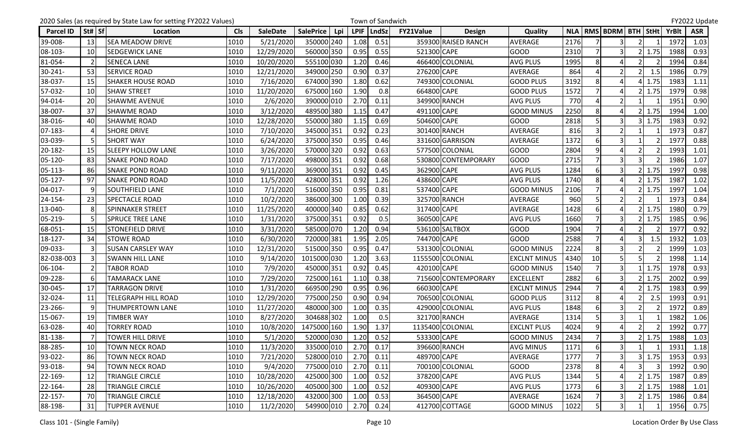2020 Sales (as required by State Law for setting FY2022 Values) — Town of Sandwich — FY2022 Update

| Parcel ID | St# | Sf | Location | Cls | SaleDate | SalePrice | Lpi | LPIF | LndSz | FY21Value | Design | Quality | NLA | RMS | BDRM | BTH | StHt | YrBlt | ASR |
|---|---|---|---|---|---|---|---|---|---|---|---|---|---|---|---|---|---|---|---|
| 39-008- | 13 | | SEA MEADOW DRIVE | 1010 | 5/21/2020 | 350000 | 240 | 1.08 | 0.51 | 359300 | RAISED RANCH | AVERAGE | 2176 | 7 | 3 | 2 | 1 | 1972 | 1.03 |
| 08-103- | 10 | | SEDGEWICK LANE | 1010 | 12/29/2020 | 560000 | 350 | 0.95 | 0.55 | 521300 | CAPE | GOOD | 2310 | 7 | 3 | 2 | 1.75 | 1988 | 0.93 |
| 81-054- | 2 | | SENECA LANE | 1010 | 10/20/2020 | 555100 | 030 | 1.20 | 0.46 | 466400 | COLONIAL | AVG PLUS | 1995 | 8 | 4 | 2 | 2 | 1994 | 0.84 |
| 30-241- | 53 | | SERVICE ROAD | 1010 | 12/21/2020 | 349000 | 250 | 0.90 | 0.37 | 276200 | CAPE | AVERAGE | 864 | 4 | 2 | 2 | 1.5 | 1986 | 0.79 |
| 38-037- | 15 | | SHAKER HOUSE ROAD | 1010 | 7/16/2020 | 674000 | 390 | 1.80 | 0.62 | 749300 | COLONIAL | GOOD PLUS | 3192 | 8 | 4 | 4 | 1.75 | 1983 | 1.11 |
| 57-032- | 10 | | SHAW STREET | 1010 | 11/20/2020 | 675000 | 160 | 1.90 | 0.8 | 664800 | CAPE | GOOD PLUS | 1572 | 7 | 4 | 2 | 1.75 | 1979 | 0.98 |
| 94-014- | 20 | | SHAWME AVENUE | 1010 | 2/6/2020 | 390000 | 010 | 2.70 | 0.11 | 349900 | RANCH | AVG PLUS | 770 | 4 | 2 | 1 | 1 | 1951 | 0.90 |
| 38-007- | 37 | | SHAWME ROAD | 1010 | 3/12/2020 | 489500 | 380 | 1.15 | 0.47 | 491100 | CAPE | GOOD MINUS | 2250 | 8 | 4 | 2 | 1.75 | 1994 | 1.00 |
| 38-016- | 40 | | SHAWME ROAD | 1010 | 12/28/2020 | 550000 | 380 | 1.15 | 0.69 | 504600 | CAPE | GOOD | 2818 | 5 | 3 | 3 | 1.75 | 1983 | 0.92 |
| 07-183- | 4 | | SHORE DRIVE | 1010 | 7/10/2020 | 345000 | 351 | 0.92 | 0.23 | 301400 | RANCH | AVERAGE | 816 | 3 | 2 | 1 | 1 | 1973 | 0.87 |
| 03-039- | 5 | | SHORT WAY | 1010 | 6/24/2020 | 375000 | 350 | 0.95 | 0.46 | 331600 | GARRISON | AVERAGE | 1372 | 6 | 3 | 1 | 2 | 1977 | 0.88 |
| 20-182- | 15 | | SLEEPY HOLLOW LANE | 1010 | 3/26/2020 | 570000 | 320 | 0.92 | 0.63 | 577500 | COLONIAL | GOOD | 2804 | 9 | 4 | 2 | 2 | 1993 | 1.01 |
| 05-120- | 83 | | SNAKE POND ROAD | 1010 | 7/17/2020 | 498000 | 351 | 0.92 | 0.68 | 530800 | CONTEMPORARY | GOOD | 2715 | 7 | 3 | 3 | 2 | 1986 | 1.07 |
| 05-113- | 86 | | SNAKE POND ROAD | 1010 | 9/11/2020 | 369000 | 351 | 0.92 | 0.45 | 362900 | CAPE | AVG PLUS | 1284 | 6 | 3 | 2 | 1.75 | 1997 | 0.98 |
| 05-127- | 97 | | SNAKE POND ROAD | 1010 | 11/5/2020 | 428000 | 351 | 0.92 | 1.26 | 438600 | CAPE | AVG PLUS | 1740 | 8 | 4 | 2 | 1.75 | 1987 | 1.02 |
| 04-017- | 9 | | SOUTHFIELD LANE | 1010 | 7/1/2020 | 516000 | 350 | 0.95 | 0.81 | 537400 | CAPE | GOOD MINUS | 2106 | 7 | 4 | 2 | 1.75 | 1997 | 1.04 |
| 24-154- | 23 | | SPECTACLE ROAD | 1010 | 10/2/2020 | 386000 | 300 | 1.00 | 0.39 | 325700 | RANCH | AVERAGE | 960 | 5 | 2 | 2 | 1 | 1973 | 0.84 |
| 13-040- | 8 | | SPINNAKER STREET | 1010 | 11/25/2020 | 400000 | 340 | 0.85 | 0.62 | 317400 | CAPE | AVERAGE | 1428 | 6 | 4 | 2 | 1.75 | 1980 | 0.79 |
| 05-219- | 5 | | SPRUCE TREE LANE | 1010 | 1/31/2020 | 375000 | 351 | 0.92 | 0.5 | 360500 | CAPE | AVG PLUS | 1660 | 7 | 3 | 2 | 1.75 | 1985 | 0.96 |
| 68-051- | 15 | | STONEFIELD DRIVE | 1010 | 3/31/2020 | 585000 | 070 | 1.20 | 0.94 | 536100 | SALTBOX | GOOD | 1904 | 7 | 4 | 2 | 2 | 1977 | 0.92 |
| 18-127- | 34 | | STOWE ROAD | 1010 | 6/30/2020 | 720000 | 381 | 1.95 | 2.05 | 744700 | CAPE | GOOD | 2588 | 7 | 4 | 3 | 1.5 | 1932 | 1.03 |
| 09-033- | 3 | | SUSAN CARSLEY WAY | 1010 | 12/31/2020 | 515000 | 350 | 0.95 | 0.47 | 531300 | COLONIAL | GOOD MINUS | 2224 | 8 | 3 | 2 | 2 | 1999 | 1.03 |
| 82-038-003 | 3 | | SWANN HILL LANE | 1010 | 9/14/2020 | 1015000 | 030 | 1.20 | 3.63 | 1155500 | COLONIAL | EXCLNT MINUS | 4340 | 10 | 5 | 5 | 2 | 1998 | 1.14 |
| 06-104- | 2 | | TABOR ROAD | 1010 | 7/9/2020 | 450000 | 351 | 0.92 | 0.45 | 420100 | CAPE | GOOD MINUS | 1540 | 7 | 3 | 1 | 1.75 | 1978 | 0.93 |
| 09-228- | 6 | | TAMARACK LANE | 1010 | 7/29/2020 | 725000 | 161 | 1.10 | 0.38 | 715600 | CONTEMPORARY | EXCELLENT | 2882 | 6 | 3 | 2 | 1.75 | 2002 | 0.99 |
| 30-045- | 17 | | TARRAGON DRIVE | 1010 | 1/31/2020 | 669500 | 290 | 0.95 | 0.96 | 660300 | CAPE | EXCLNT MINUS | 2944 | 7 | 4 | 2 | 1.75 | 1983 | 0.99 |
| 32-024- | 11 | | TELEGRAPH HILL ROAD | 1010 | 12/29/2020 | 775000 | 250 | 0.90 | 0.94 | 706500 | COLONIAL | GOOD PLUS | 3112 | 8 | 4 | 2 | 2.5 | 1993 | 0.91 |
| 23-266- | 9 | | THUMPERTOWN LANE | 1010 | 11/27/2020 | 480000 | 300 | 1.00 | 0.35 | 429000 | COLONIAL | AVG PLUS | 1848 | 6 | 3 | 2 | 2 | 1972 | 0.89 |
| 15-067- | 19 | | TIMBER WAY | 1010 | 8/27/2020 | 304688 | 302 | 1.00 | 0.5 | 321700 | RANCH | AVERAGE | 1314 | 5 | 3 | 1 | 1 | 1982 | 1.06 |
| 63-028- | 40 | | TORREY ROAD | 1010 | 10/8/2020 | 1475000 | 160 | 1.90 | 1.37 | 1135400 | COLONIAL | EXCLNT PLUS | 4024 | 9 | 4 | 2 | 2 | 1992 | 0.77 |
| 81-138- | 7 | | TOWER HILL DRIVE | 1010 | 5/1/2020 | 520000 | 030 | 1.20 | 0.52 | 533300 | CAPE | GOOD MINUS | 2434 | 7 | 3 | 2 | 1.75 | 1988 | 1.03 |
| 88-285- | 10 | | TOWN NECK ROAD | 1010 | 11/3/2020 | 335000 | 010 | 2.70 | 0.17 | 396600 | RANCH | AVG MINUS | 1171 | 6 | 3 | 1 | 1 | 1931 | 1.18 |
| 93-022- | 86 | | TOWN NECK ROAD | 1010 | 7/21/2020 | 528000 | 010 | 2.70 | 0.11 | 489700 | CAPE | AVERAGE | 1777 | 7 | 3 | 3 | 1.75 | 1953 | 0.93 |
| 93-018- | 94 | | TOWN NECK ROAD | 1010 | 9/4/2020 | 775000 | 010 | 2.70 | 0.11 | 700100 | COLONIAL | GOOD | 2378 | 8 | 4 | 3 | 3 | 1992 | 0.90 |
| 22-169- | 12 | | TRIANGLE CIRCLE | 1010 | 10/28/2020 | 425000 | 300 | 1.00 | 0.52 | 378200 | CAPE | AVG PLUS | 1344 | 5 | 4 | 2 | 1.75 | 1987 | 0.89 |
| 22-164- | 28 | | TRIANGLE CIRCLE | 1010 | 10/26/2020 | 405000 | 300 | 1.00 | 0.52 | 409300 | CAPE | AVG PLUS | 1773 | 6 | 3 | 2 | 1.75 | 1988 | 1.01 |
| 22-157- | 70 | | TRIANGLE CIRCLE | 1010 | 12/18/2020 | 432000 | 300 | 1.00 | 0.53 | 364500 | CAPE | AVERAGE | 1624 | 7 | 3 | 2 | 1.75 | 1986 | 0.84 |
| 88-198- | 31 | | TUPPER AVENUE | 1010 | 11/2/2020 | 549900 | 010 | 2.70 | 0.24 | 412700 | COTTAGE | GOOD MINUS | 1022 | 5 | 3 | 1 | 1 | 1956 | 0.75 |

Class 101 - (Single Family) — Location Order By Use Class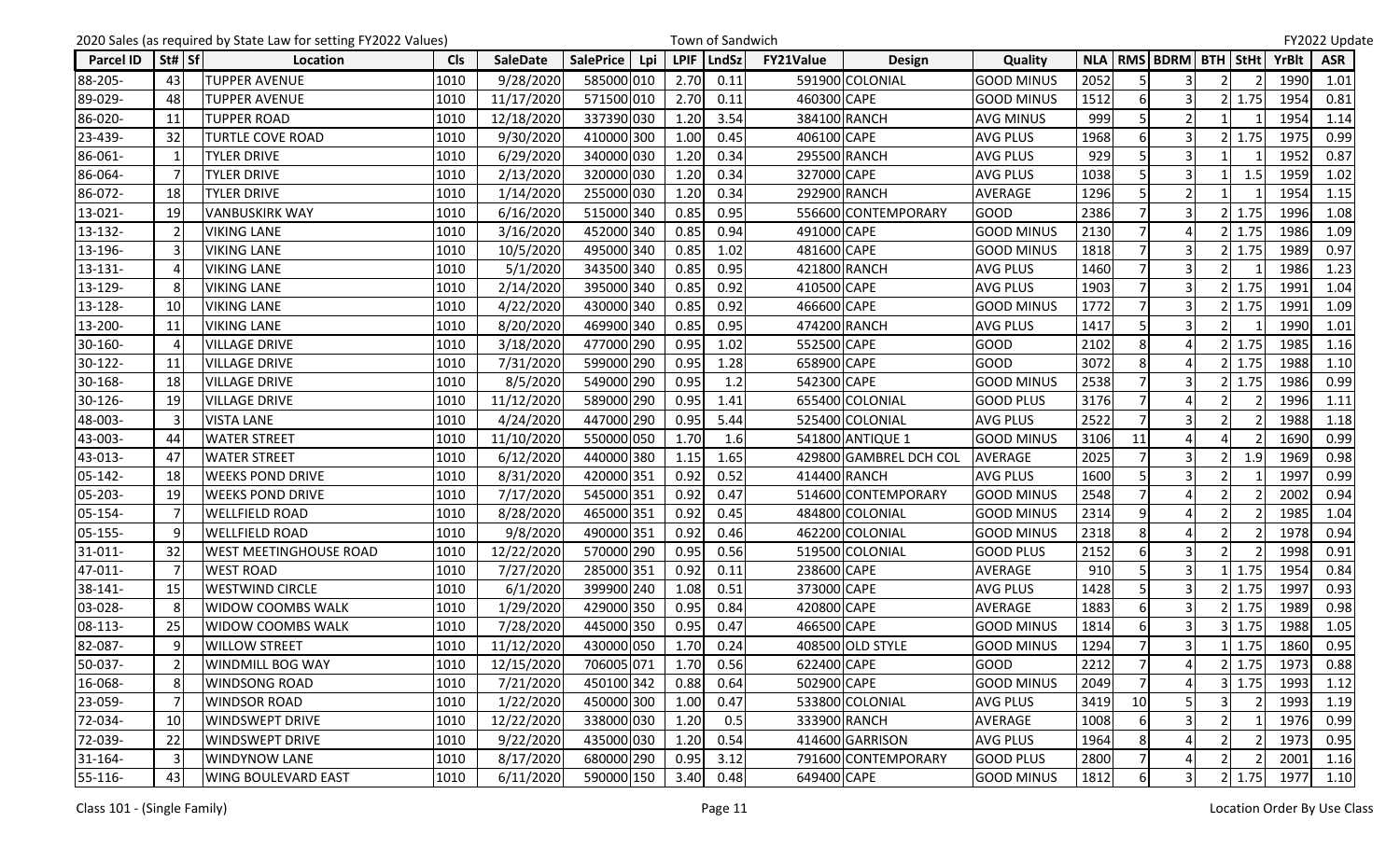2020 Sales (as required by State Law for setting FY2022 Values) Town of Sandwich FY2022 Update

| Parcel ID | St# | Sf | Location | Cls | SaleDate | SalePrice | Lpi | LPIF | LndSz | FY21Value | Design | Quality | NLA | RMS | BDRM | BTH | StHt | YrBlt | ASR |
|---|---|---|---|---|---|---|---|---|---|---|---|---|---|---|---|---|---|---|---|
| 88-205- | 43 | | TUPPER AVENUE | 1010 | 9/28/2020 | 585000 | 010 | 2.70 | 0.11 | 591900 | COLONIAL | GOOD MINUS | 2052 | 5 | 3 | 2 | 2 | 1990 | 1.01 |
| 89-029- | 48 | | TUPPER AVENUE | 1010 | 11/17/2020 | 571500 | 010 | 2.70 | 0.11 | 460300 | CAPE | GOOD MINUS | 1512 | 6 | 3 | 2 | 1.75 | 1954 | 0.81 |
| 86-020- | 11 | | TUPPER ROAD | 1010 | 12/18/2020 | 337390 | 030 | 1.20 | 3.54 | 384100 | RANCH | AVG MINUS | 999 | 5 | 2 | 1 | 1 | 1954 | 1.14 |
| 23-439- | 32 | | TURTLE COVE ROAD | 1010 | 9/30/2020 | 410000 | 300 | 1.00 | 0.45 | 406100 | CAPE | AVG PLUS | 1968 | 6 | 3 | 2 | 1.75 | 1975 | 0.99 |
| 86-061- | 1 | | TYLER DRIVE | 1010 | 6/29/2020 | 340000 | 030 | 1.20 | 0.34 | 295500 | RANCH | AVG PLUS | 929 | 5 | 3 | 1 | 1 | 1952 | 0.87 |
| 86-064- | 7 | | TYLER DRIVE | 1010 | 2/13/2020 | 320000 | 030 | 1.20 | 0.34 | 327000 | CAPE | AVG PLUS | 1038 | 5 | 3 | 1 | 1.5 | 1959 | 1.02 |
| 86-072- | 18 | | TYLER DRIVE | 1010 | 1/14/2020 | 255000 | 030 | 1.20 | 0.34 | 292900 | RANCH | AVERAGE | 1296 | 5 | 2 | 1 | 1 | 1954 | 1.15 |
| 13-021- | 19 | | VANBUSKIRK WAY | 1010 | 6/16/2020 | 515000 | 340 | 0.85 | 0.95 | 556600 | CONTEMPORARY | GOOD | 2386 | 7 | 3 | 2 | 1.75 | 1996 | 1.08 |
| 13-132- | 2 | | VIKING LANE | 1010 | 3/16/2020 | 452000 | 340 | 0.85 | 0.94 | 491000 | CAPE | GOOD MINUS | 2130 | 7 | 4 | 2 | 1.75 | 1986 | 1.09 |
| 13-196- | 3 | | VIKING LANE | 1010 | 10/5/2020 | 495000 | 340 | 0.85 | 1.02 | 481600 | CAPE | GOOD MINUS | 1818 | 7 | 3 | 2 | 1.75 | 1989 | 0.97 |
| 13-131- | 4 | | VIKING LANE | 1010 | 5/1/2020 | 343500 | 340 | 0.85 | 0.95 | 421800 | RANCH | AVG PLUS | 1460 | 7 | 3 | 2 | 1 | 1986 | 1.23 |
| 13-129- | 8 | | VIKING LANE | 1010 | 2/14/2020 | 395000 | 340 | 0.85 | 0.92 | 410500 | CAPE | AVG PLUS | 1903 | 7 | 3 | 2 | 1.75 | 1991 | 1.04 |
| 13-128- | 10 | | VIKING LANE | 1010 | 4/22/2020 | 430000 | 340 | 0.85 | 0.92 | 466600 | CAPE | GOOD MINUS | 1772 | 7 | 3 | 2 | 1.75 | 1991 | 1.09 |
| 13-200- | 11 | | VIKING LANE | 1010 | 8/20/2020 | 469900 | 340 | 0.85 | 0.95 | 474200 | RANCH | AVG PLUS | 1417 | 5 | 3 | 2 | 1 | 1990 | 1.01 |
| 30-160- | 4 | | VILLAGE DRIVE | 1010 | 3/18/2020 | 477000 | 290 | 0.95 | 1.02 | 552500 | CAPE | GOOD | 2102 | 8 | 4 | 2 | 1.75 | 1985 | 1.16 |
| 30-122- | 11 | | VILLAGE DRIVE | 1010 | 7/31/2020 | 599000 | 290 | 0.95 | 1.28 | 658900 | CAPE | GOOD | 3072 | 8 | 4 | 2 | 1.75 | 1988 | 1.10 |
| 30-168- | 18 | | VILLAGE DRIVE | 1010 | 8/5/2020 | 549000 | 290 | 0.95 | 1.2 | 542300 | CAPE | GOOD MINUS | 2538 | 7 | 3 | 2 | 1.75 | 1986 | 0.99 |
| 30-126- | 19 | | VILLAGE DRIVE | 1010 | 11/12/2020 | 589000 | 290 | 0.95 | 1.41 | 655400 | COLONIAL | GOOD PLUS | 3176 | 7 | 4 | 2 | 2 | 1996 | 1.11 |
| 48-003- | 3 | | VISTA LANE | 1010 | 4/24/2020 | 447000 | 290 | 0.95 | 5.44 | 525400 | COLONIAL | AVG PLUS | 2522 | 7 | 3 | 2 | 2 | 1988 | 1.18 |
| 43-003- | 44 | | WATER STREET | 1010 | 11/10/2020 | 550000 | 050 | 1.70 | 1.6 | 541800 | ANTIQUE 1 | GOOD MINUS | 3106 | 11 | 4 | 4 | 2 | 1690 | 0.99 |
| 43-013- | 47 | | WATER STREET | 1010 | 6/12/2020 | 440000 | 380 | 1.15 | 1.65 | 429800 | GAMBREL DCH COL | AVERAGE | 2025 | 7 | 3 | 2 | 1.9 | 1969 | 0.98 |
| 05-142- | 18 | | WEEKS POND DRIVE | 1010 | 8/31/2020 | 420000 | 351 | 0.92 | 0.52 | 414400 | RANCH | AVG PLUS | 1600 | 5 | 3 | 2 | 1 | 1997 | 0.99 |
| 05-203- | 19 | | WEEKS POND DRIVE | 1010 | 7/17/2020 | 545000 | 351 | 0.92 | 0.47 | 514600 | CONTEMPORARY | GOOD MINUS | 2548 | 7 | 4 | 2 | 2 | 2002 | 0.94 |
| 05-154- | 7 | | WELLFIELD ROAD | 1010 | 8/28/2020 | 465000 | 351 | 0.92 | 0.45 | 484800 | COLONIAL | GOOD MINUS | 2314 | 9 | 4 | 2 | 2 | 1985 | 1.04 |
| 05-155- | 9 | | WELLFIELD ROAD | 1010 | 9/8/2020 | 490000 | 351 | 0.92 | 0.46 | 462200 | COLONIAL | GOOD MINUS | 2318 | 8 | 4 | 2 | 2 | 1978 | 0.94 |
| 31-011- | 32 | | WEST MEETINGHOUSE ROAD | 1010 | 12/22/2020 | 570000 | 290 | 0.95 | 0.56 | 519500 | COLONIAL | GOOD PLUS | 2152 | 6 | 3 | 2 | 2 | 1998 | 0.91 |
| 47-011- | 7 | | WEST ROAD | 1010 | 7/27/2020 | 285000 | 351 | 0.92 | 0.11 | 238600 | CAPE | AVERAGE | 910 | 5 | 3 | 1 | 1.75 | 1954 | 0.84 |
| 38-141- | 15 | | WESTWIND CIRCLE | 1010 | 6/1/2020 | 399900 | 240 | 1.08 | 0.51 | 373000 | CAPE | AVG PLUS | 1428 | 5 | 3 | 2 | 1.75 | 1997 | 0.93 |
| 03-028- | 8 | | WIDOW COOMBS WALK | 1010 | 1/29/2020 | 429000 | 350 | 0.95 | 0.84 | 420800 | CAPE | AVERAGE | 1883 | 6 | 3 | 2 | 1.75 | 1989 | 0.98 |
| 08-113- | 25 | | WIDOW COOMBS WALK | 1010 | 7/28/2020 | 445000 | 350 | 0.95 | 0.47 | 466500 | CAPE | GOOD MINUS | 1814 | 6 | 3 | 3 | 1.75 | 1988 | 1.05 |
| 82-087- | 9 | | WILLOW STREET | 1010 | 11/12/2020 | 430000 | 050 | 1.70 | 0.24 | 408500 | OLD STYLE | GOOD MINUS | 1294 | 7 | 3 | 1 | 1.75 | 1860 | 0.95 |
| 50-037- | 2 | | WINDMILL BOG WAY | 1010 | 12/15/2020 | 706005 | 071 | 1.70 | 0.56 | 622400 | CAPE | GOOD | 2212 | 7 | 4 | 2 | 1.75 | 1973 | 0.88 |
| 16-068- | 8 | | WINDSONG ROAD | 1010 | 7/21/2020 | 450100 | 342 | 0.88 | 0.64 | 502900 | CAPE | GOOD MINUS | 2049 | 7 | 4 | 3 | 1.75 | 1993 | 1.12 |
| 23-059- | 7 | | WINDSOR ROAD | 1010 | 1/22/2020 | 450000 | 300 | 1.00 | 0.47 | 533800 | COLONIAL | AVG PLUS | 3419 | 10 | 5 | 3 | 2 | 1993 | 1.19 |
| 72-034- | 10 | | WINDSWEPT DRIVE | 1010 | 12/22/2020 | 338000 | 030 | 1.20 | 0.5 | 333900 | RANCH | AVERAGE | 1008 | 6 | 3 | 2 | 1 | 1976 | 0.99 |
| 72-039- | 22 | | WINDSWEPT DRIVE | 1010 | 9/22/2020 | 435000 | 030 | 1.20 | 0.54 | 414600 | GARRISON | AVG PLUS | 1964 | 8 | 4 | 2 | 2 | 1973 | 0.95 |
| 31-164- | 3 | | WINDYNOW LANE | 1010 | 8/17/2020 | 680000 | 290 | 0.95 | 3.12 | 791600 | CONTEMPORARY | GOOD PLUS | 2800 | 7 | 4 | 2 | 2 | 2001 | 1.16 |
| 55-116- | 43 | | WING BOULEVARD EAST | 1010 | 6/11/2020 | 590000 | 150 | 3.40 | 0.48 | 649400 | CAPE | GOOD MINUS | 1812 | 6 | 3 | 2 | 1.75 | 1977 | 1.10 |

Class 101 - (Single Family) Location Order By Use Class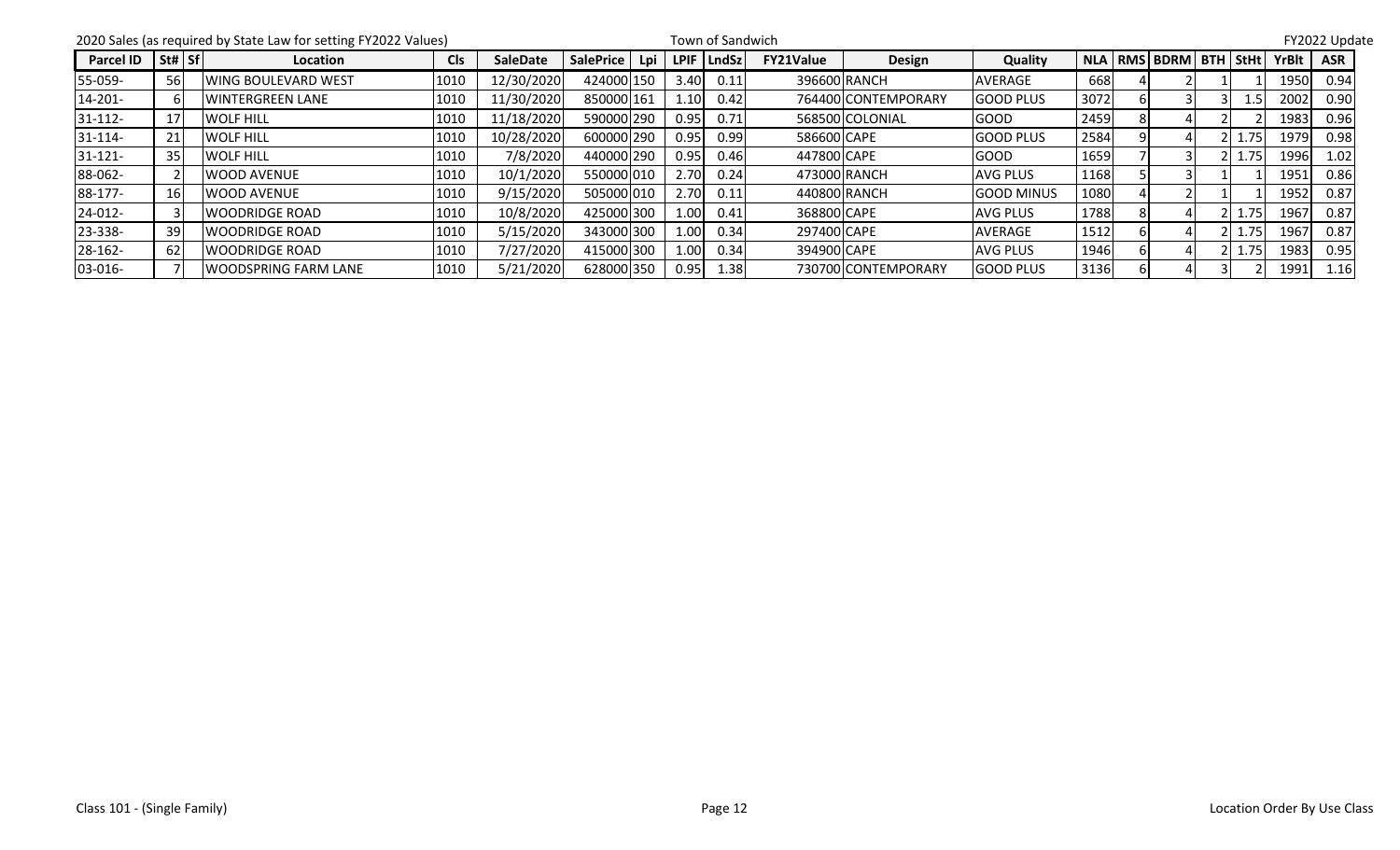2020 Sales (as required by State Law for setting FY2022 Values) — Town of Sandwich — FY2022 Update

| Parcel ID | St# | Sf | Location | Cls | SaleDate | SalePrice | Lpi | LPIF | LndSz | FY21Value | Design | Quality | NLA | RMS | BDRM | BTH | StHt | YrBlt | ASR |
|---|---|---|---|---|---|---|---|---|---|---|---|---|---|---|---|---|---|---|---|
| 55-059- | 56 | | WING BOULEVARD WEST | 1010 | 12/30/2020 | 424000 | 150 | 3.40 | 0.11 | 396600 | RANCH | AVERAGE | 668 | 4 | 2 | 1 | 1 | 1950 | 0.94 |
| 14-201- | 6 | | WINTERGREEN LANE | 1010 | 11/30/2020 | 850000 | 161 | 1.10 | 0.42 | 764400 | CONTEMPORARY | GOOD PLUS | 3072 | 6 | 3 | 3 | 1.5 | 2002 | 0.90 |
| 31-112- | 17 | | WOLF HILL | 1010 | 11/18/2020 | 590000 | 290 | 0.95 | 0.71 | 568500 | COLONIAL | GOOD | 2459 | 8 | 4 | 2 | 2 | 1983 | 0.96 |
| 31-114- | 21 | | WOLF HILL | 1010 | 10/28/2020 | 600000 | 290 | 0.95 | 0.99 | 586600 | CAPE | GOOD PLUS | 2584 | 9 | 4 | 2 | 1.75 | 1979 | 0.98 |
| 31-121- | 35 | | WOLF HILL | 1010 | 7/8/2020 | 440000 | 290 | 0.95 | 0.46 | 447800 | CAPE | GOOD | 1659 | 7 | 3 | 2 | 1.75 | 1996 | 1.02 |
| 88-062- | 2 | | WOOD AVENUE | 1010 | 10/1/2020 | 550000 | 010 | 2.70 | 0.24 | 473000 | RANCH | AVG PLUS | 1168 | 5 | 3 | 1 | 1 | 1951 | 0.86 |
| 88-177- | 16 | | WOOD AVENUE | 1010 | 9/15/2020 | 505000 | 010 | 2.70 | 0.11 | 440800 | RANCH | GOOD MINUS | 1080 | 4 | 2 | 1 | 1 | 1952 | 0.87 |
| 24-012- | 3 | | WOODRIDGE ROAD | 1010 | 10/8/2020 | 425000 | 300 | 1.00 | 0.41 | 368800 | CAPE | AVG PLUS | 1788 | 8 | 4 | 2 | 1.75 | 1967 | 0.87 |
| 23-338- | 39 | | WOODRIDGE ROAD | 1010 | 5/15/2020 | 343000 | 300 | 1.00 | 0.34 | 297400 | CAPE | AVERAGE | 1512 | 6 | 4 | 2 | 1.75 | 1967 | 0.87 |
| 28-162- | 62 | | WOODRIDGE ROAD | 1010 | 7/27/2020 | 415000 | 300 | 1.00 | 0.34 | 394900 | CAPE | AVG PLUS | 1946 | 6 | 4 | 2 | 1.75 | 1983 | 0.95 |
| 03-016- | 7 | | WOODSPRING FARM LANE | 1010 | 5/21/2020 | 628000 | 350 | 0.95 | 1.38 | 730700 | CONTEMPORARY | GOOD PLUS | 3136 | 6 | 4 | 3 | 2 | 1991 | 1.16 |

Class 101 - (Single Family) — Location Order By Use Class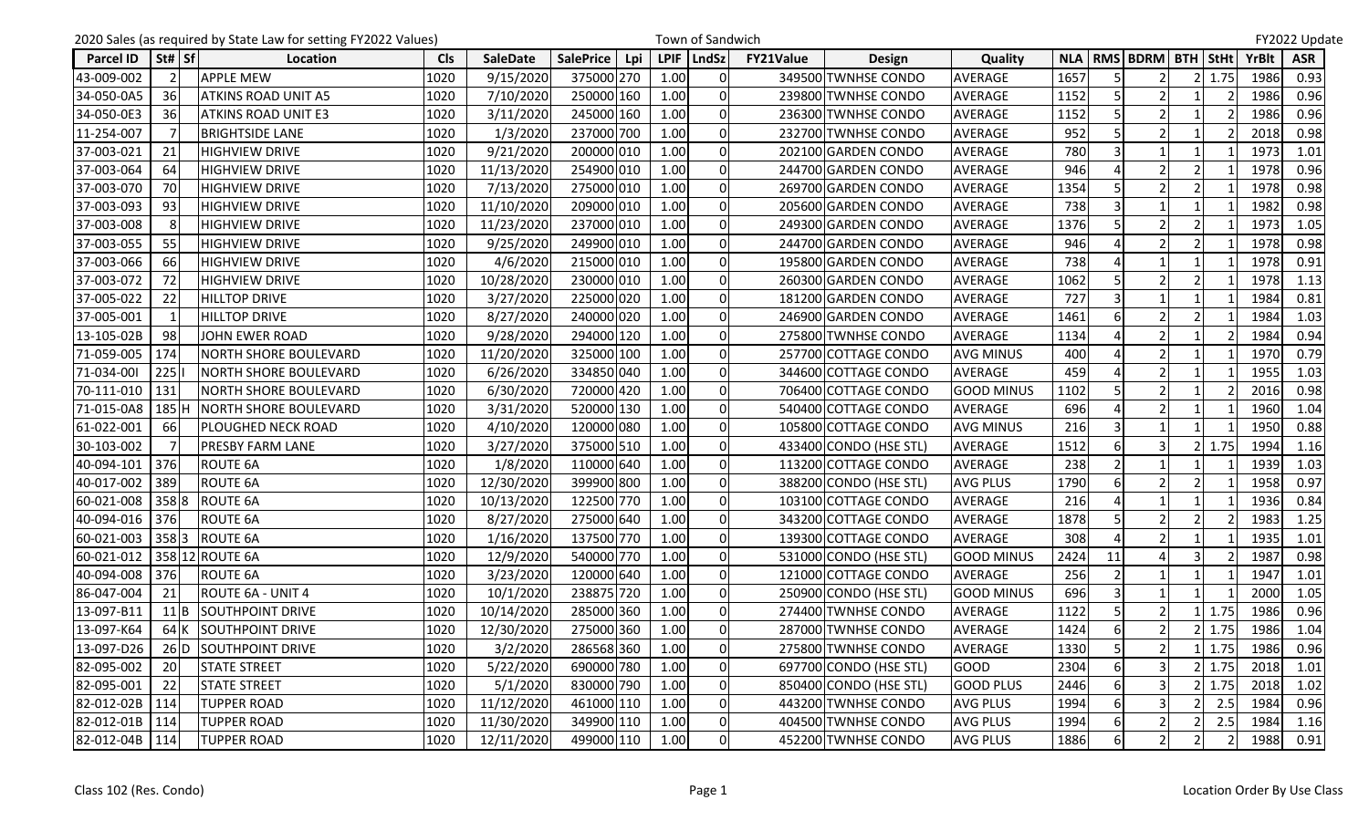2020 Sales (as required by State Law for setting FY2022 Values) | Town of Sandwich | FY2022 Update

| Parcel ID | St# | Sf | Location | Cls | SaleDate | SalePrice | Lpi | LPIF | LndSz | FY21Value | Design | Quality | NLA | RMS | BDRM | BTH | StHt | YrBlt | ASR |
|---|---|---|---|---|---|---|---|---|---|---|---|---|---|---|---|---|---|---|---|
| 43-009-002 | 2 | | APPLE MEW | 1020 | 9/15/2020 | 375000 | 270 | 1.00 | 0 | 349500 | TWNHSE CONDO | AVERAGE | 1657 | 5 | 2 | 2 | 1.75 | 1986 | 0.93 |
| 34-050-0A5 | 36 | | ATKINS ROAD UNIT A5 | 1020 | 7/10/2020 | 250000 | 160 | 1.00 | 0 | 239800 | TWNHSE CONDO | AVERAGE | 1152 | 5 | 2 | 1 | 2 | 1986 | 0.96 |
| 34-050-0E3 | 36 | | ATKINS ROAD UNIT E3 | 1020 | 3/11/2020 | 245000 | 160 | 1.00 | 0 | 236300 | TWNHSE CONDO | AVERAGE | 1152 | 5 | 2 | 1 | 2 | 1986 | 0.96 |
| 11-254-007 | 7 | | BRIGHTSIDE LANE | 1020 | 1/3/2020 | 237000 | 700 | 1.00 | 0 | 232700 | TWNHSE CONDO | AVERAGE | 952 | 5 | 2 | 1 | 2 | 2018 | 0.98 |
| 37-003-021 | 21 | | HIGHVIEW DRIVE | 1020 | 9/21/2020 | 200000 | 010 | 1.00 | 0 | 202100 | GARDEN CONDO | AVERAGE | 780 | 3 | 1 | 1 | 1 | 1973 | 1.01 |
| 37-003-064 | 64 | | HIGHVIEW DRIVE | 1020 | 11/13/2020 | 254900 | 010 | 1.00 | 0 | 244700 | GARDEN CONDO | AVERAGE | 946 | 4 | 2 | 2 | 1 | 1978 | 0.96 |
| 37-003-070 | 70 | | HIGHVIEW DRIVE | 1020 | 7/13/2020 | 275000 | 010 | 1.00 | 0 | 269700 | GARDEN CONDO | AVERAGE | 1354 | 5 | 2 | 2 | 1 | 1978 | 0.98 |
| 37-003-093 | 93 | | HIGHVIEW DRIVE | 1020 | 11/10/2020 | 209000 | 010 | 1.00 | 0 | 205600 | GARDEN CONDO | AVERAGE | 738 | 3 | 1 | 1 | 1 | 1982 | 0.98 |
| 37-003-008 | 8 | | HIGHVIEW DRIVE | 1020 | 11/23/2020 | 237000 | 010 | 1.00 | 0 | 249300 | GARDEN CONDO | AVERAGE | 1376 | 5 | 2 | 2 | 1 | 1973 | 1.05 |
| 37-003-055 | 55 | | HIGHVIEW DRIVE | 1020 | 9/25/2020 | 249900 | 010 | 1.00 | 0 | 244700 | GARDEN CONDO | AVERAGE | 946 | 4 | 2 | 2 | 1 | 1978 | 0.98 |
| 37-003-066 | 66 | | HIGHVIEW DRIVE | 1020 | 4/6/2020 | 215000 | 010 | 1.00 | 0 | 195800 | GARDEN CONDO | AVERAGE | 738 | 4 | 1 | 1 | 1 | 1978 | 0.91 |
| 37-003-072 | 72 | | HIGHVIEW DRIVE | 1020 | 10/28/2020 | 230000 | 010 | 1.00 | 0 | 260300 | GARDEN CONDO | AVERAGE | 1062 | 5 | 2 | 2 | 1 | 1978 | 1.13 |
| 37-005-022 | 22 | | HILLTOP DRIVE | 1020 | 3/27/2020 | 225000 | 020 | 1.00 | 0 | 181200 | GARDEN CONDO | AVERAGE | 727 | 3 | 1 | 1 | 1 | 1984 | 0.81 |
| 37-005-001 | 1 | | HILLTOP DRIVE | 1020 | 8/27/2020 | 240000 | 020 | 1.00 | 0 | 246900 | GARDEN CONDO | AVERAGE | 1461 | 6 | 2 | 2 | 1 | 1984 | 1.03 |
| 13-105-02B | 98 | | JOHN EWER ROAD | 1020 | 9/28/2020 | 294000 | 120 | 1.00 | 0 | 275800 | TWNHSE CONDO | AVERAGE | 1134 | 4 | 2 | 1 | 2 | 1984 | 0.94 |
| 71-059-005 | 174 | | NORTH SHORE BOULEVARD | 1020 | 11/20/2020 | 325000 | 100 | 1.00 | 0 | 257700 | COTTAGE CONDO | AVG MINUS | 400 | 4 | 2 | 1 | 1 | 1970 | 0.79 |
| 71-034-00I | 225 | I | NORTH SHORE BOULEVARD | 1020 | 6/26/2020 | 334850 | 040 | 1.00 | 0 | 344600 | COTTAGE CONDO | AVERAGE | 459 | 4 | 2 | 1 | 1 | 1955 | 1.03 |
| 70-111-010 | 131 | | NORTH SHORE BOULEVARD | 1020 | 6/30/2020 | 720000 | 420 | 1.00 | 0 | 706400 | COTTAGE CONDO | GOOD MINUS | 1102 | 5 | 2 | 1 | 2 | 2016 | 0.98 |
| 71-015-0A8 | 185 | H | NORTH SHORE BOULEVARD | 1020 | 3/31/2020 | 520000 | 130 | 1.00 | 0 | 540400 | COTTAGE CONDO | AVERAGE | 696 | 4 | 2 | 1 | 1 | 1960 | 1.04 |
| 61-022-001 | 66 | | PLOUGHED NECK ROAD | 1020 | 4/10/2020 | 120000 | 080 | 1.00 | 0 | 105800 | COTTAGE CONDO | AVG MINUS | 216 | 3 | 1 | 1 | 1 | 1950 | 0.88 |
| 30-103-002 | 7 | | PRESBY FARM LANE | 1020 | 3/27/2020 | 375000 | 510 | 1.00 | 0 | 433400 | CONDO (HSE STL) | AVERAGE | 1512 | 6 | 3 | 2 | 1.75 | 1994 | 1.16 |
| 40-094-101 | 376 | | ROUTE 6A | 1020 | 1/8/2020 | 110000 | 640 | 1.00 | 0 | 113200 | COTTAGE CONDO | AVERAGE | 238 | 2 | 1 | 1 | 1 | 1939 | 1.03 |
| 40-017-002 | 389 | | ROUTE 6A | 1020 | 12/30/2020 | 399900 | 800 | 1.00 | 0 | 388200 | CONDO (HSE STL) | AVG PLUS | 1790 | 6 | 2 | 2 | 1 | 1958 | 0.97 |
| 60-021-008 | 358 | 8 | ROUTE 6A | 1020 | 10/13/2020 | 122500 | 770 | 1.00 | 0 | 103100 | COTTAGE CONDO | AVERAGE | 216 | 4 | 1 | 1 | 1 | 1936 | 0.84 |
| 40-094-016 | 376 | | ROUTE 6A | 1020 | 8/27/2020 | 275000 | 640 | 1.00 | 0 | 343200 | COTTAGE CONDO | AVERAGE | 1878 | 5 | 2 | 2 | 2 | 1983 | 1.25 |
| 60-021-003 | 358 | 3 | ROUTE 6A | 1020 | 1/16/2020 | 137500 | 770 | 1.00 | 0 | 139300 | COTTAGE CONDO | AVERAGE | 308 | 4 | 2 | 1 | 1 | 1935 | 1.01 |
| 60-021-012 | 358 | 12 | ROUTE 6A | 1020 | 12/9/2020 | 540000 | 770 | 1.00 | 0 | 531000 | CONDO (HSE STL) | GOOD MINUS | 2424 | 11 | 4 | 3 | 2 | 1987 | 0.98 |
| 40-094-008 | 376 | | ROUTE 6A | 1020 | 3/23/2020 | 120000 | 640 | 1.00 | 0 | 121000 | COTTAGE CONDO | AVERAGE | 256 | 2 | 1 | 1 | 1 | 1947 | 1.01 |
| 86-047-004 | 21 | | ROUTE 6A - UNIT 4 | 1020 | 10/1/2020 | 238875 | 720 | 1.00 | 0 | 250900 | CONDO (HSE STL) | GOOD MINUS | 696 | 3 | 1 | 1 | 1 | 2000 | 1.05 |
| 13-097-B11 | 11 | B | SOUTHPOINT DRIVE | 1020 | 10/14/2020 | 285000 | 360 | 1.00 | 0 | 274400 | TWNHSE CONDO | AVERAGE | 1122 | 5 | 2 | 1 | 1.75 | 1986 | 0.96 |
| 13-097-K64 | 64 | K | SOUTHPOINT DRIVE | 1020 | 12/30/2020 | 275000 | 360 | 1.00 | 0 | 287000 | TWNHSE CONDO | AVERAGE | 1424 | 6 | 2 | 2 | 1.75 | 1986 | 1.04 |
| 13-097-D26 | 26 | D | SOUTHPOINT DRIVE | 1020 | 3/2/2020 | 286568 | 360 | 1.00 | 0 | 275800 | TWNHSE CONDO | AVERAGE | 1330 | 5 | 2 | 1 | 1.75 | 1986 | 0.96 |
| 82-095-002 | 20 | | STATE STREET | 1020 | 5/22/2020 | 690000 | 780 | 1.00 | 0 | 697700 | CONDO (HSE STL) | GOOD | 2304 | 6 | 3 | 2 | 1.75 | 2018 | 1.01 |
| 82-095-001 | 22 | | STATE STREET | 1020 | 5/1/2020 | 830000 | 790 | 1.00 | 0 | 850400 | CONDO (HSE STL) | GOOD PLUS | 2446 | 6 | 3 | 2 | 1.75 | 2018 | 1.02 |
| 82-012-02B | 114 | | TUPPER ROAD | 1020 | 11/12/2020 | 461000 | 110 | 1.00 | 0 | 443200 | TWNHSE CONDO | AVG PLUS | 1994 | 6 | 3 | 2 | 2.5 | 1984 | 0.96 |
| 82-012-01B | 114 | | TUPPER ROAD | 1020 | 11/30/2020 | 349900 | 110 | 1.00 | 0 | 404500 | TWNHSE CONDO | AVG PLUS | 1994 | 6 | 2 | 2 | 2.5 | 1984 | 1.16 |
| 82-012-04B | 114 | | TUPPER ROAD | 1020 | 12/11/2020 | 499000 | 110 | 1.00 | 0 | 452200 | TWNHSE CONDO | AVG PLUS | 1886 | 6 | 2 | 2 | 2 | 1988 | 0.91 |

Class 102 (Res. Condo) | Location Order By Use Class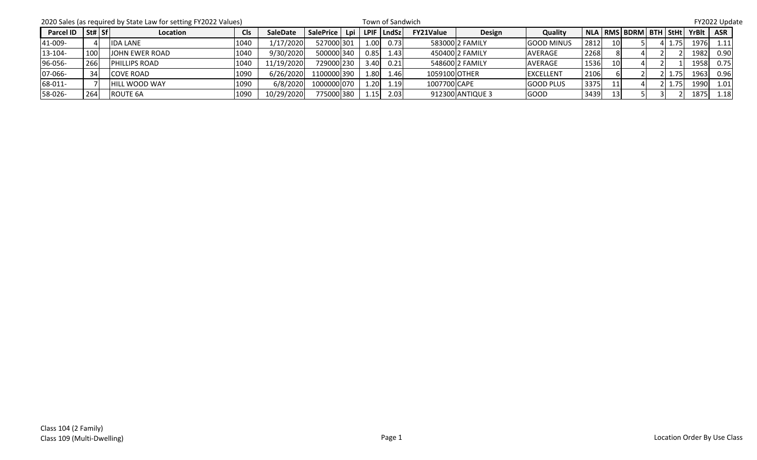2020 Sales (as required by State Law for setting FY2022 Values) — Town of Sandwich — FY2022 Update

| Parcel ID | St# | Sf | Location | Cls | SaleDate | SalePrice | Lpi | LPIF | LndSz | FY21Value | Design | Quality | NLA | RMS | BDRM | BTH | StHt | YrBlt | ASR |
|---|---|---|---|---|---|---|---|---|---|---|---|---|---|---|---|---|---|---|---|
| 41-009- | 4 | | IDA LANE | 1040 | 1/17/2020 | 527000 | 301 | 1.00 | 0.73 | 583000 | 2 FAMILY | GOOD MINUS | 2812 | 10 | 5 | 4 | 1.75 | 1976 | 1.11 |
| 13-104- | 100 | | JOHN EWER ROAD | 1040 | 9/30/2020 | 500000 | 340 | 0.85 | 1.43 | 450400 | 2 FAMILY | AVERAGE | 2268 | 8 | 4 | 2 | 2 | 1982 | 0.90 |
| 96-056- | 266 | | PHILLIPS ROAD | 1040 | 11/19/2020 | 729000 | 230 | 3.40 | 0.21 | 548600 | 2 FAMILY | AVERAGE | 1536 | 10 | 4 | 2 | 1 | 1958 | 0.75 |
| 07-066- | 34 | | COVE ROAD | 1090 | 6/26/2020 | 1100000 | 390 | 1.80 | 1.46 | 1059100 | OTHER | EXCELLENT | 2106 | 6 | 2 | 2 | 1.75 | 1963 | 0.96 |
| 68-011- | 7 | | HILL WOOD WAY | 1090 | 6/8/2020 | 1000000 | 070 | 1.20 | 1.19 | 1007700 | CAPE | GOOD PLUS | 3375 | 11 | 4 | 2 | 1.75 | 1990 | 1.01 |
| 58-026- | 264 | | ROUTE 6A | 1090 | 10/29/2020 | 775000 | 380 | 1.15 | 2.03 | 912300 | ANTIQUE 3 | GOOD | 3439 | 13 | 5 | 3 | 2 | 1875 | 1.18 |

Class 104 (2 Family)
Class 109 (Multi-Dwelling)

Location Order By Use Class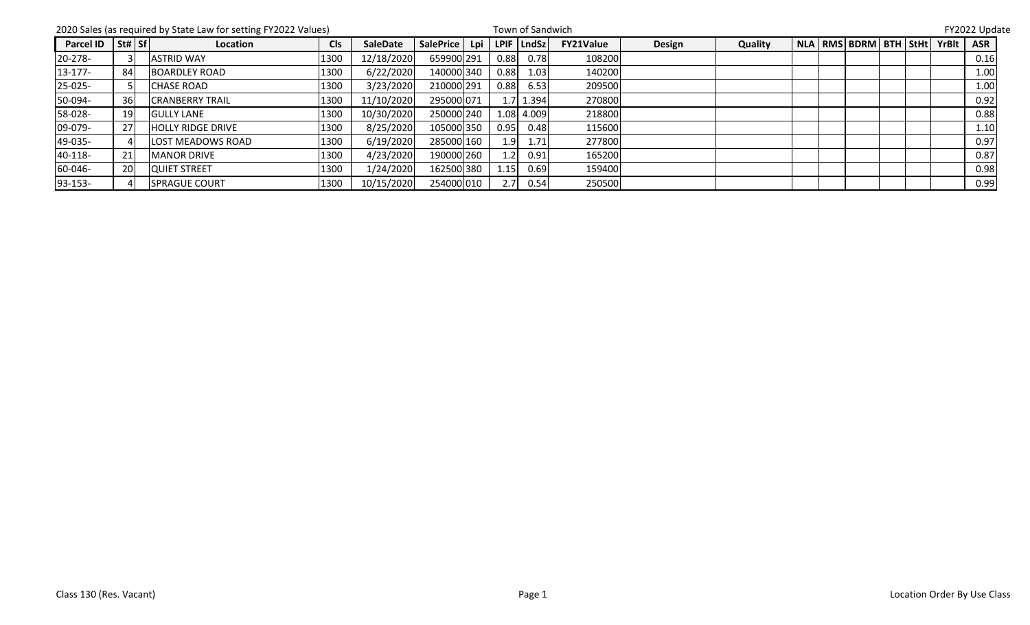2020 Sales (as required by State Law for setting FY2022 Values) — Town of Sandwich — FY2022 Update

| Parcel ID | St# | Sf | Location | Cls | SaleDate | SalePrice | Lpi | LPIF | LndSz | FY21Value | Design | Quality | NLA | RMS | BDRM | BTH | StHt | YrBlt | ASR |
|---|---|---|---|---|---|---|---|---|---|---|---|---|---|---|---|---|---|---|---|
| 20-278- | 3 | | ASTRID WAY | 1300 | 12/18/2020 | 659900 | 291 | 0.88 | 0.78 | 108200 | | | | | | | | | 0.16 |
| 13-177- | 84 | | BOARDLEY ROAD | 1300 | 6/22/2020 | 140000 | 340 | 0.88 | 1.03 | 140200 | | | | | | | | | 1.00 |
| 25-025- | 5 | | CHASE ROAD | 1300 | 3/23/2020 | 210000 | 291 | 0.88 | 6.53 | 209500 | | | | | | | | | 1.00 |
| 50-094- | 36 | | CRANBERRY TRAIL | 1300 | 11/10/2020 | 295000 | 071 | 1.7 | 1.394 | 270800 | | | | | | | | | 0.92 |
| 58-028- | 19 | | GULLY LANE | 1300 | 10/30/2020 | 250000 | 240 | 1.08 | 4.009 | 218800 | | | | | | | | | 0.88 |
| 09-079- | 27 | | HOLLY RIDGE DRIVE | 1300 | 8/25/2020 | 105000 | 350 | 0.95 | 0.48 | 115600 | | | | | | | | | 1.10 |
| 49-035- | 4 | | LOST MEADOWS ROAD | 1300 | 6/19/2020 | 285000 | 160 | 1.9 | 1.71 | 277800 | | | | | | | | | 0.97 |
| 40-118- | 21 | | MANOR DRIVE | 1300 | 4/23/2020 | 190000 | 260 | 1.2 | 0.91 | 165200 | | | | | | | | | 0.87 |
| 60-046- | 20 | | QUIET STREET | 1300 | 1/24/2020 | 162500 | 380 | 1.15 | 0.69 | 159400 | | | | | | | | | 0.98 |
| 93-153- | 4 | | SPRAGUE COURT | 1300 | 10/15/2020 | 254000 | 010 | 2.7 | 0.54 | 250500 | | | | | | | | | 0.99 |

Class 130 (Res. Vacant) — Location Order By Use Class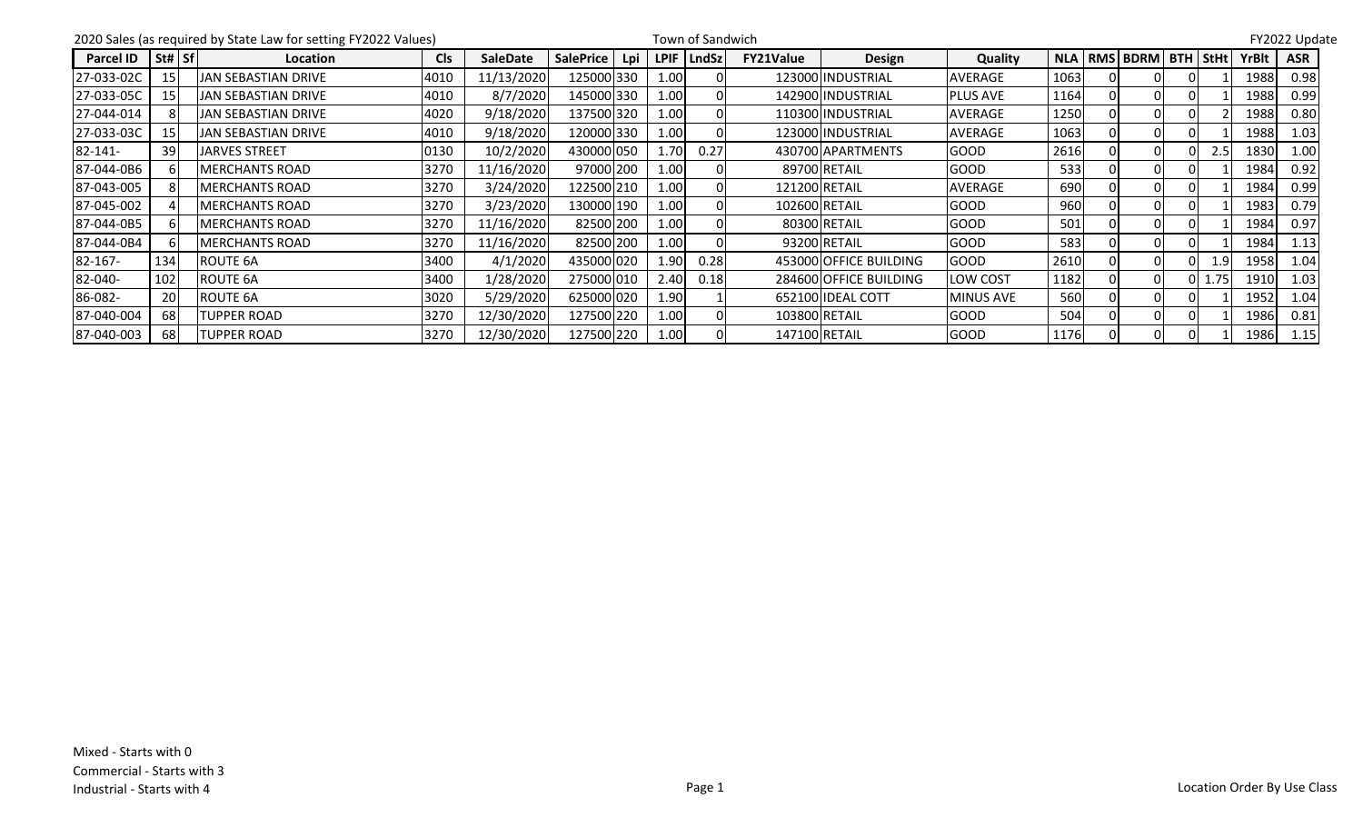2020 Sales (as required by State Law for setting FY2022 Values) Town of Sandwich FY2022 Update

| Parcel ID | St# | Sf | Location | Cls | SaleDate | SalePrice | Lpi | LPIF | LndSz | FY21Value | Design | Quality | NLA | RMS | BDRM | BTH | StHt | YrBlt | ASR |
|---|---|---|---|---|---|---|---|---|---|---|---|---|---|---|---|---|---|---|---|
| 27-033-02C | 15 | | JAN SEBASTIAN DRIVE | 4010 | 11/13/2020 | 125000 | 330 | 1.00 | 0 | 123000 | INDUSTRIAL | AVERAGE | 1063 | 0 | 0 | 0 | 1 | 1988 | 0.98 |
| 27-033-05C | 15 | | JAN SEBASTIAN DRIVE | 4010 | 8/7/2020 | 145000 | 330 | 1.00 | 0 | 142900 | INDUSTRIAL | PLUS AVE | 1164 | 0 | 0 | 0 | 1 | 1988 | 0.99 |
| 27-044-014 | 8 | | JAN SEBASTIAN DRIVE | 4020 | 9/18/2020 | 137500 | 320 | 1.00 | 0 | 110300 | INDUSTRIAL | AVERAGE | 1250 | 0 | 0 | 0 | 2 | 1988 | 0.80 |
| 27-033-03C | 15 | | JAN SEBASTIAN DRIVE | 4010 | 9/18/2020 | 120000 | 330 | 1.00 | 0 | 123000 | INDUSTRIAL | AVERAGE | 1063 | 0 | 0 | 0 | 1 | 1988 | 1.03 |
| 82-141- | 39 | | JARVES STREET | 0130 | 10/2/2020 | 430000 | 050 | 1.70 | 0.27 | 430700 | APARTMENTS | GOOD | 2616 | 0 | 0 | 0 | 2.5 | 1830 | 1.00 |
| 87-044-0B6 | 6 | | MERCHANTS ROAD | 3270 | 11/16/2020 | 97000 | 200 | 1.00 | 0 | 89700 | RETAIL | GOOD | 533 | 0 | 0 | 0 | 1 | 1984 | 0.92 |
| 87-043-005 | 8 | | MERCHANTS ROAD | 3270 | 3/24/2020 | 122500 | 210 | 1.00 | 0 | 121200 | RETAIL | AVERAGE | 690 | 0 | 0 | 0 | 1 | 1984 | 0.99 |
| 87-045-002 | 4 | | MERCHANTS ROAD | 3270 | 3/23/2020 | 130000 | 190 | 1.00 | 0 | 102600 | RETAIL | GOOD | 960 | 0 | 0 | 0 | 1 | 1983 | 0.79 |
| 87-044-0B5 | 6 | | MERCHANTS ROAD | 3270 | 11/16/2020 | 82500 | 200 | 1.00 | 0 | 80300 | RETAIL | GOOD | 501 | 0 | 0 | 0 | 1 | 1984 | 0.97 |
| 87-044-0B4 | 6 | | MERCHANTS ROAD | 3270 | 11/16/2020 | 82500 | 200 | 1.00 | 0 | 93200 | RETAIL | GOOD | 583 | 0 | 0 | 0 | 1 | 1984 | 1.13 |
| 82-167- | 134 | | ROUTE 6A | 3400 | 4/1/2020 | 435000 | 020 | 1.90 | 0.28 | 453000 | OFFICE BUILDING | GOOD | 2610 | 0 | 0 | 0 | 1.9 | 1958 | 1.04 |
| 82-040- | 102 | | ROUTE 6A | 3400 | 1/28/2020 | 275000 | 010 | 2.40 | 0.18 | 284600 | OFFICE BUILDING | LOW COST | 1182 | 0 | 0 | 0 | 1.75 | 1910 | 1.03 |
| 86-082- | 20 | | ROUTE 6A | 3020 | 5/29/2020 | 625000 | 020 | 1.90 | 1 | 652100 | IDEAL COTT | MINUS AVE | 560 | 0 | 0 | 0 | 1 | 1952 | 1.04 |
| 87-040-004 | 68 | | TUPPER ROAD | 3270 | 12/30/2020 | 127500 | 220 | 1.00 | 0 | 103800 | RETAIL | GOOD | 504 | 0 | 0 | 0 | 1 | 1986 | 0.81 |
| 87-040-003 | 68 | | TUPPER ROAD | 3270 | 12/30/2020 | 127500 | 220 | 1.00 | 0 | 147100 | RETAIL | GOOD | 1176 | 0 | 0 | 0 | 1 | 1986 | 1.15 |

Mixed - Starts with 0
Commercial - Starts with 3
Industrial - Starts with 4

Location Order By Use Class